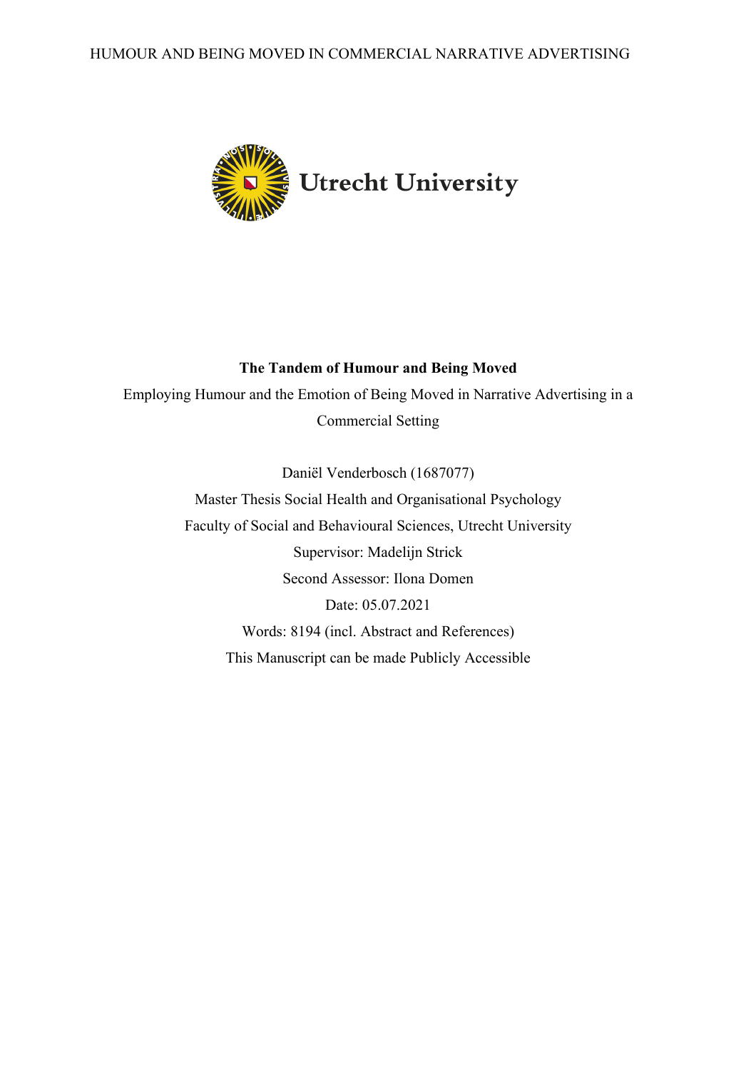Utrecht University

**The Tandem of Humour and Being Moved**

Employing Humour and the Emotion of Being Moved in Narrative Advertising in a Commercial Setting

Daniël Venderbosch (1687077)

Master Thesis Social Health and Organisational Psychology

Faculty of Social and Behavioural Sciences, Utrecht University

Supervisor: Madelijn Strick

Second Assessor: Ilona Domen

Date: 05.07.2021

Words: 8194 (incl. Abstract and References)

This Manuscript can be made Publicly Accessible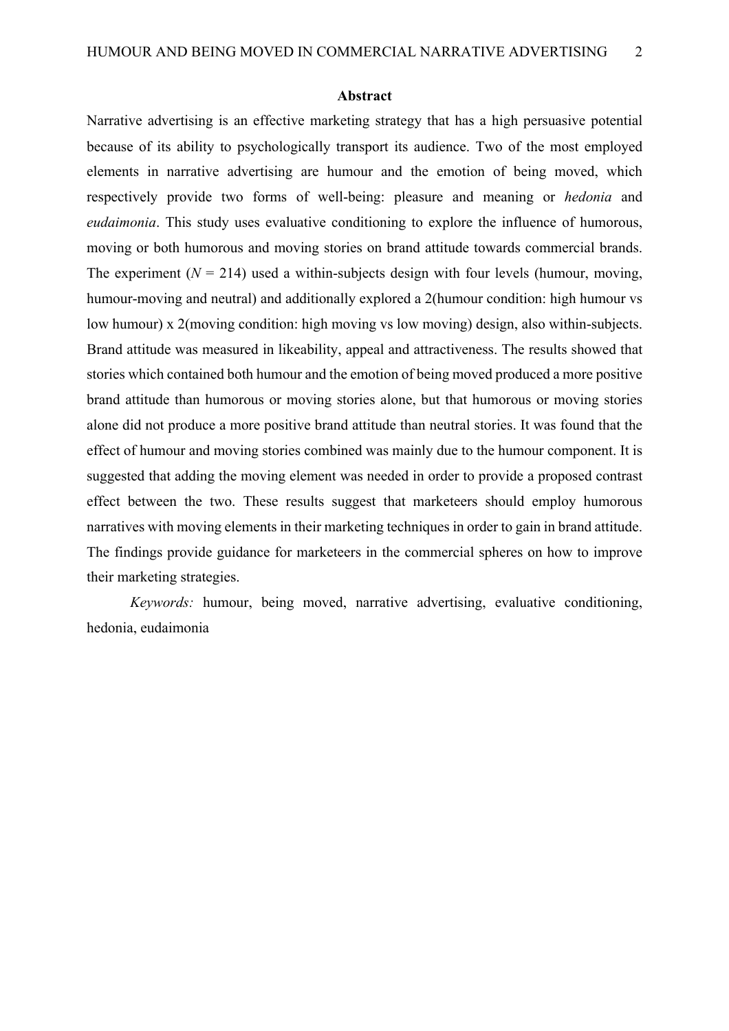## Abstract

Narrative advertising is an effective marketing strategy that has a high persuasive potential because of its ability to psychologically transport its audience. Two of the most employed elements in narrative advertising are humour and the emotion of being moved, which respectively provide two forms of well-being: pleasure and meaning or *hedonia* and *eudaimonia*. This study uses evaluative conditioning to explore the influence of humorous, moving or both humorous and moving stories on brand attitude towards commercial brands. The experiment ($N$ = 214) used a within-subjects design with four levels (humour, moving, humour-moving and neutral) and additionally explored a 2(humour condition: high humour vs low humour) x 2(moving condition: high moving vs low moving) design, also within-subjects. Brand attitude was measured in likeability, appeal and attractiveness. The results showed that stories which contained both humour and the emotion of being moved produced a more positive brand attitude than humorous or moving stories alone, but that humorous or moving stories alone did not produce a more positive brand attitude than neutral stories. It was found that the effect of humour and moving stories combined was mainly due to the humour component. It is suggested that adding the moving element was needed in order to provide a proposed contrast effect between the two. These results suggest that marketeers should employ humorous narratives with moving elements in their marketing techniques in order to gain in brand attitude. The findings provide guidance for marketeers in the commercial spheres on how to improve their marketing strategies.

*Keywords:* humour, being moved, narrative advertising, evaluative conditioning, hedonia, eudaimonia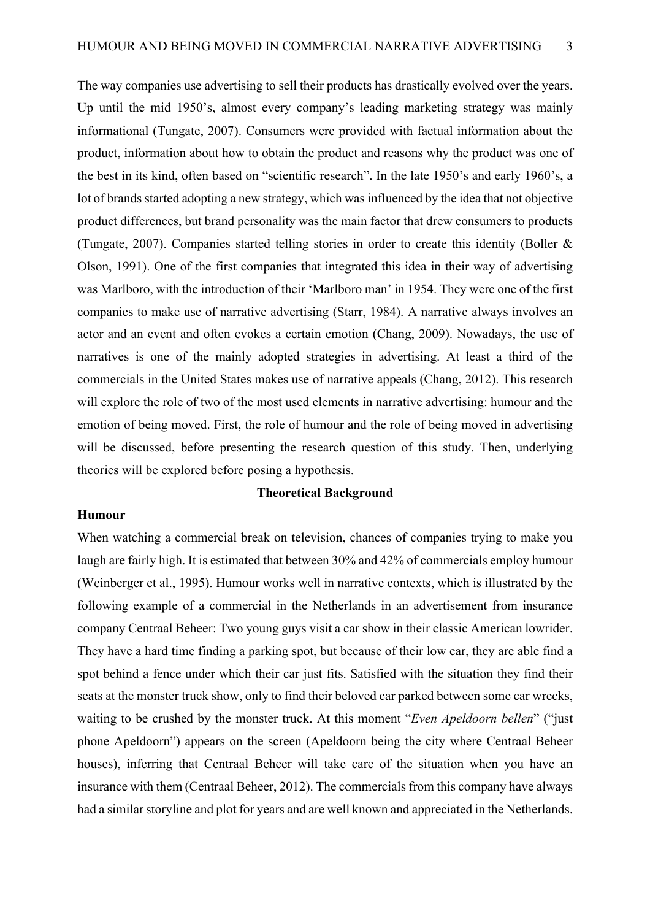The way companies use advertising to sell their products has drastically evolved over the years. Up until the mid 1950's, almost every company's leading marketing strategy was mainly informational (Tungate, 2007). Consumers were provided with factual information about the product, information about how to obtain the product and reasons why the product was one of the best in its kind, often based on "scientific research". In the late 1950's and early 1960's, a lot of brands started adopting a new strategy, which was influenced by the idea that not objective product differences, but brand personality was the main factor that drew consumers to products (Tungate, 2007). Companies started telling stories in order to create this identity (Boller & Olson, 1991). One of the first companies that integrated this idea in their way of advertising was Marlboro, with the introduction of their 'Marlboro man' in 1954. They were one of the first companies to make use of narrative advertising (Starr, 1984). A narrative always involves an actor and an event and often evokes a certain emotion (Chang, 2009). Nowadays, the use of narratives is one of the mainly adopted strategies in advertising. At least a third of the commercials in the United States makes use of narrative appeals (Chang, 2012). This research will explore the role of two of the most used elements in narrative advertising: humour and the emotion of being moved. First, the role of humour and the role of being moved in advertising will be discussed, before presenting the research question of this study. Then, underlying theories will be explored before posing a hypothesis.

## Theoretical Background

### Humour

When watching a commercial break on television, chances of companies trying to make you laugh are fairly high. It is estimated that between 30% and 42% of commercials employ humour (Weinberger et al., 1995). Humour works well in narrative contexts, which is illustrated by the following example of a commercial in the Netherlands in an advertisement from insurance company Centraal Beheer: Two young guys visit a car show in their classic American lowrider. They have a hard time finding a parking spot, but because of their low car, they are able find a spot behind a fence under which their car just fits. Satisfied with the situation they find their seats at the monster truck show, only to find their beloved car parked between some car wrecks, waiting to be crushed by the monster truck. At this moment "*Even Apeldoorn bellen*" ("just phone Apeldoorn") appears on the screen (Apeldoorn being the city where Centraal Beheer houses), inferring that Centraal Beheer will take care of the situation when you have an insurance with them (Centraal Beheer, 2012). The commercials from this company have always had a similar storyline and plot for years and are well known and appreciated in the Netherlands.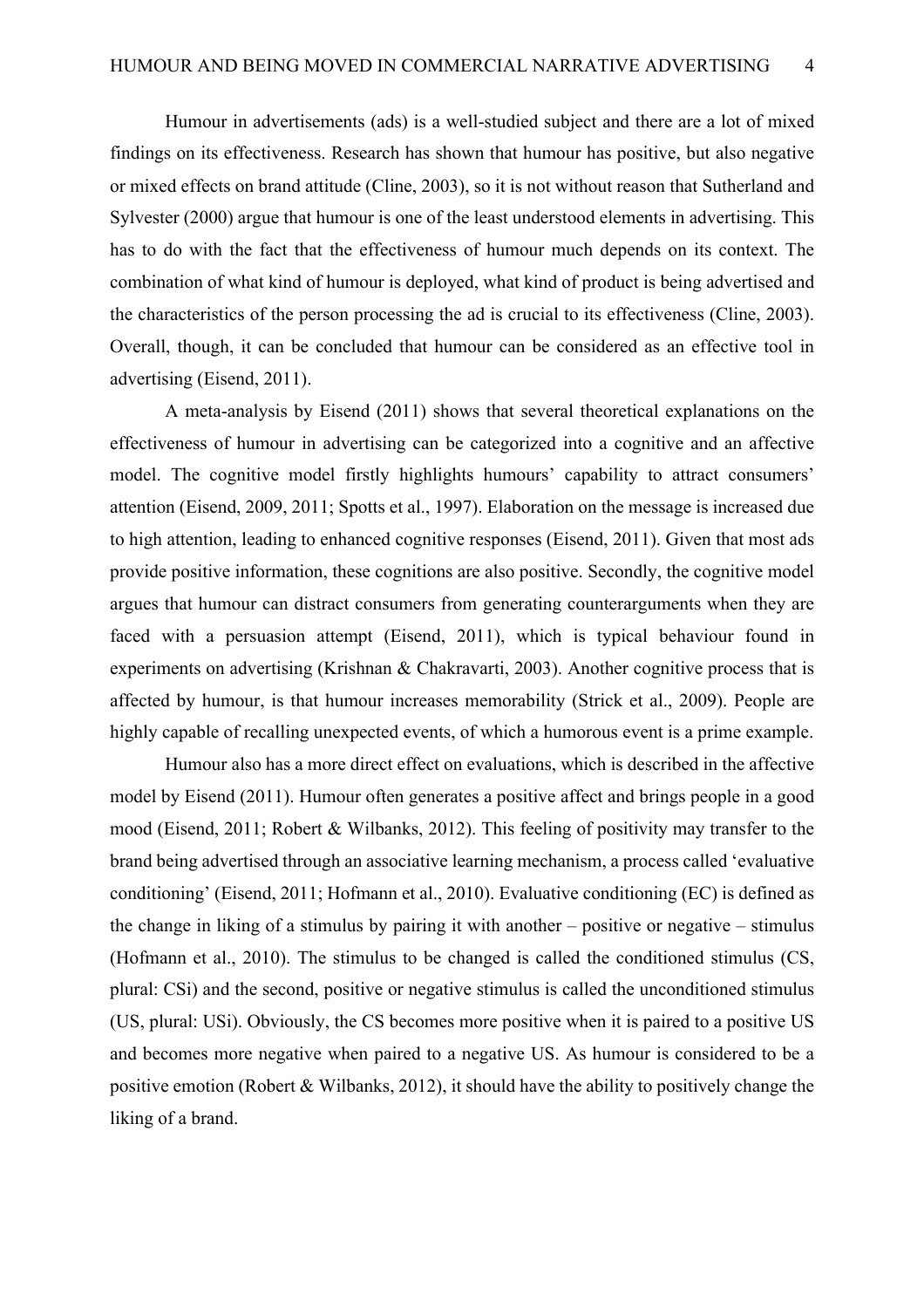Humour in advertisements (ads) is a well-studied subject and there are a lot of mixed findings on its effectiveness. Research has shown that humour has positive, but also negative or mixed effects on brand attitude (Cline, 2003), so it is not without reason that Sutherland and Sylvester (2000) argue that humour is one of the least understood elements in advertising. This has to do with the fact that the effectiveness of humour much depends on its context. The combination of what kind of humour is deployed, what kind of product is being advertised and the characteristics of the person processing the ad is crucial to its effectiveness (Cline, 2003). Overall, though, it can be concluded that humour can be considered as an effective tool in advertising (Eisend, 2011).

A meta-analysis by Eisend (2011) shows that several theoretical explanations on the effectiveness of humour in advertising can be categorized into a cognitive and an affective model. The cognitive model firstly highlights humours' capability to attract consumers' attention (Eisend, 2009, 2011; Spotts et al., 1997). Elaboration on the message is increased due to high attention, leading to enhanced cognitive responses (Eisend, 2011). Given that most ads provide positive information, these cognitions are also positive. Secondly, the cognitive model argues that humour can distract consumers from generating counterarguments when they are faced with a persuasion attempt (Eisend, 2011), which is typical behaviour found in experiments on advertising (Krishnan & Chakravarti, 2003). Another cognitive process that is affected by humour, is that humour increases memorability (Strick et al., 2009). People are highly capable of recalling unexpected events, of which a humorous event is a prime example.

Humour also has a more direct effect on evaluations, which is described in the affective model by Eisend (2011). Humour often generates a positive affect and brings people in a good mood (Eisend, 2011; Robert & Wilbanks, 2012). This feeling of positivity may transfer to the brand being advertised through an associative learning mechanism, a process called 'evaluative conditioning' (Eisend, 2011; Hofmann et al., 2010). Evaluative conditioning (EC) is defined as the change in liking of a stimulus by pairing it with another – positive or negative – stimulus (Hofmann et al., 2010). The stimulus to be changed is called the conditioned stimulus (CS, plural: CSi) and the second, positive or negative stimulus is called the unconditioned stimulus (US, plural: USi). Obviously, the CS becomes more positive when it is paired to a positive US and becomes more negative when paired to a negative US. As humour is considered to be a positive emotion (Robert & Wilbanks, 2012), it should have the ability to positively change the liking of a brand.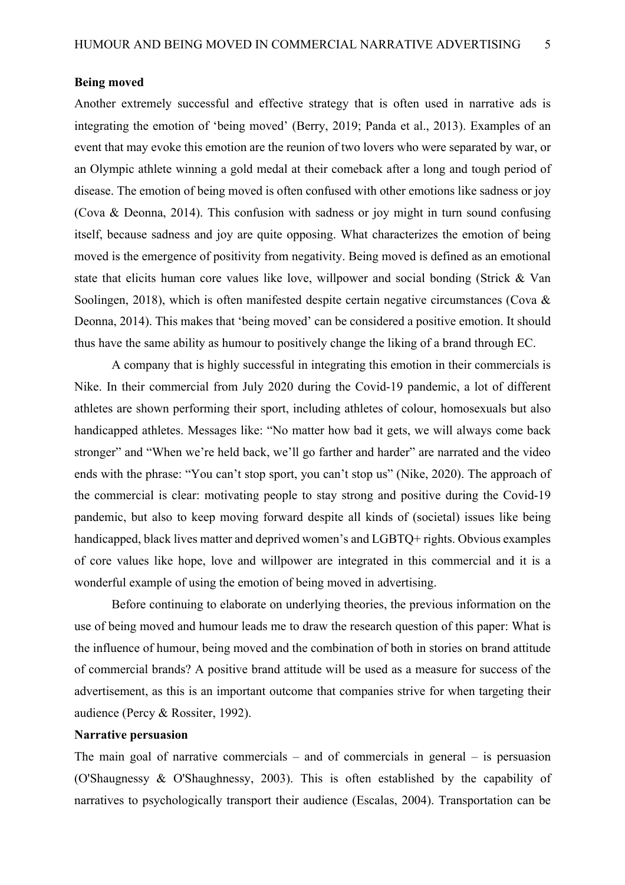**Being moved**

Another extremely successful and effective strategy that is often used in narrative ads is integrating the emotion of 'being moved' (Berry, 2019; Panda et al., 2013). Examples of an event that may evoke this emotion are the reunion of two lovers who were separated by war, or an Olympic athlete winning a gold medal at their comeback after a long and tough period of disease. The emotion of being moved is often confused with other emotions like sadness or joy (Cova & Deonna, 2014). This confusion with sadness or joy might in turn sound confusing itself, because sadness and joy are quite opposing. What characterizes the emotion of being moved is the emergence of positivity from negativity. Being moved is defined as an emotional state that elicits human core values like love, willpower and social bonding (Strick & Van Soolingen, 2018), which is often manifested despite certain negative circumstances (Cova & Deonna, 2014). This makes that 'being moved' can be considered a positive emotion. It should thus have the same ability as humour to positively change the liking of a brand through EC.

A company that is highly successful in integrating this emotion in their commercials is Nike. In their commercial from July 2020 during the Covid-19 pandemic, a lot of different athletes are shown performing their sport, including athletes of colour, homosexuals but also handicapped athletes. Messages like: "No matter how bad it gets, we will always come back stronger" and "When we're held back, we'll go farther and harder" are narrated and the video ends with the phrase: "You can't stop sport, you can't stop us" (Nike, 2020). The approach of the commercial is clear: motivating people to stay strong and positive during the Covid-19 pandemic, but also to keep moving forward despite all kinds of (societal) issues like being handicapped, black lives matter and deprived women's and LGBTQ+ rights. Obvious examples of core values like hope, love and willpower are integrated in this commercial and it is a wonderful example of using the emotion of being moved in advertising.

Before continuing to elaborate on underlying theories, the previous information on the use of being moved and humour leads me to draw the research question of this paper: What is the influence of humour, being moved and the combination of both in stories on brand attitude of commercial brands? A positive brand attitude will be used as a measure for success of the advertisement, as this is an important outcome that companies strive for when targeting their audience (Percy & Rossiter, 1992).

**Narrative persuasion**

The main goal of narrative commercials – and of commercials in general – is persuasion (O'Shaugnessy & O'Shaughnessy, 2003). This is often established by the capability of narratives to psychologically transport their audience (Escalas, 2004). Transportation can be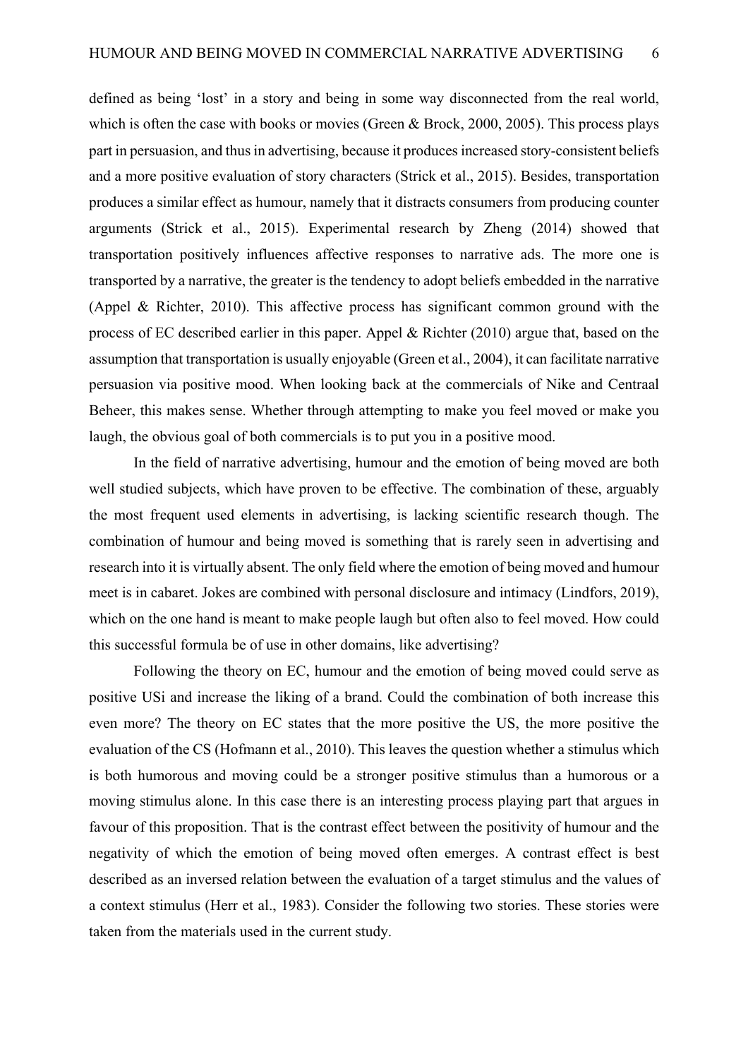defined as being 'lost' in a story and being in some way disconnected from the real world, which is often the case with books or movies (Green & Brock, 2000, 2005). This process plays part in persuasion, and thus in advertising, because it produces increased story-consistent beliefs and a more positive evaluation of story characters (Strick et al., 2015). Besides, transportation produces a similar effect as humour, namely that it distracts consumers from producing counter arguments (Strick et al., 2015). Experimental research by Zheng (2014) showed that transportation positively influences affective responses to narrative ads. The more one is transported by a narrative, the greater is the tendency to adopt beliefs embedded in the narrative (Appel & Richter, 2010). This affective process has significant common ground with the process of EC described earlier in this paper. Appel & Richter (2010) argue that, based on the assumption that transportation is usually enjoyable (Green et al., 2004), it can facilitate narrative persuasion via positive mood. When looking back at the commercials of Nike and Centraal Beheer, this makes sense. Whether through attempting to make you feel moved or make you laugh, the obvious goal of both commercials is to put you in a positive mood.

In the field of narrative advertising, humour and the emotion of being moved are both well studied subjects, which have proven to be effective. The combination of these, arguably the most frequent used elements in advertising, is lacking scientific research though. The combination of humour and being moved is something that is rarely seen in advertising and research into it is virtually absent. The only field where the emotion of being moved and humour meet is in cabaret. Jokes are combined with personal disclosure and intimacy (Lindfors, 2019), which on the one hand is meant to make people laugh but often also to feel moved. How could this successful formula be of use in other domains, like advertising?

Following the theory on EC, humour and the emotion of being moved could serve as positive USi and increase the liking of a brand. Could the combination of both increase this even more? The theory on EC states that the more positive the US, the more positive the evaluation of the CS (Hofmann et al., 2010). This leaves the question whether a stimulus which is both humorous and moving could be a stronger positive stimulus than a humorous or a moving stimulus alone. In this case there is an interesting process playing part that argues in favour of this proposition. That is the contrast effect between the positivity of humour and the negativity of which the emotion of being moved often emerges. A contrast effect is best described as an inversed relation between the evaluation of a target stimulus and the values of a context stimulus (Herr et al., 1983). Consider the following two stories. These stories were taken from the materials used in the current study.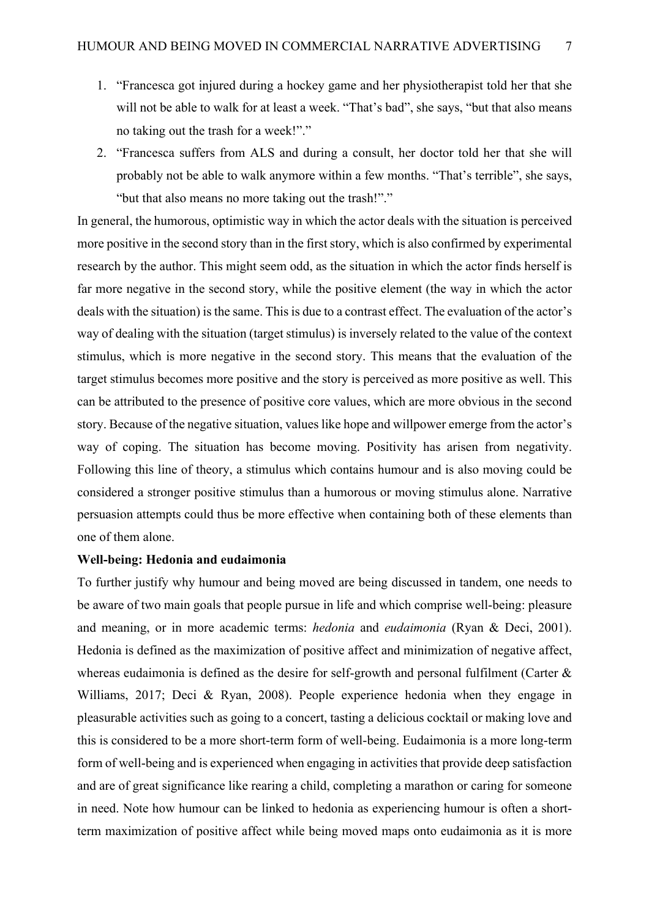1. "Francesca got injured during a hockey game and her physiotherapist told her that she will not be able to walk for at least a week. "That's bad", she says, "but that also means no taking out the trash for a week!"."
2. "Francesca suffers from ALS and during a consult, her doctor told her that she will probably not be able to walk anymore within a few months. "That's terrible", she says, "but that also means no more taking out the trash!"."

In general, the humorous, optimistic way in which the actor deals with the situation is perceived more positive in the second story than in the first story, which is also confirmed by experimental research by the author. This might seem odd, as the situation in which the actor finds herself is far more negative in the second story, while the positive element (the way in which the actor deals with the situation) is the same. This is due to a contrast effect. The evaluation of the actor's way of dealing with the situation (target stimulus) is inversely related to the value of the context stimulus, which is more negative in the second story. This means that the evaluation of the target stimulus becomes more positive and the story is perceived as more positive as well. This can be attributed to the presence of positive core values, which are more obvious in the second story. Because of the negative situation, values like hope and willpower emerge from the actor's way of coping. The situation has become moving. Positivity has arisen from negativity. Following this line of theory, a stimulus which contains humour and is also moving could be considered a stronger positive stimulus than a humorous or moving stimulus alone. Narrative persuasion attempts could thus be more effective when containing both of these elements than one of them alone.

**Well-being: Hedonia and eudaimonia**

To further justify why humour and being moved are being discussed in tandem, one needs to be aware of two main goals that people pursue in life and which comprise well-being: pleasure and meaning, or in more academic terms: *hedonia* and *eudaimonia* (Ryan & Deci, 2001). Hedonia is defined as the maximization of positive affect and minimization of negative affect, whereas eudaimonia is defined as the desire for self-growth and personal fulfilment (Carter & Williams, 2017; Deci & Ryan, 2008). People experience hedonia when they engage in pleasurable activities such as going to a concert, tasting a delicious cocktail or making love and this is considered to be a more short-term form of well-being. Eudaimonia is a more long-term form of well-being and is experienced when engaging in activities that provide deep satisfaction and are of great significance like rearing a child, completing a marathon or caring for someone in need. Note how humour can be linked to hedonia as experiencing humour is often a short-term maximization of positive affect while being moved maps onto eudaimonia as it is more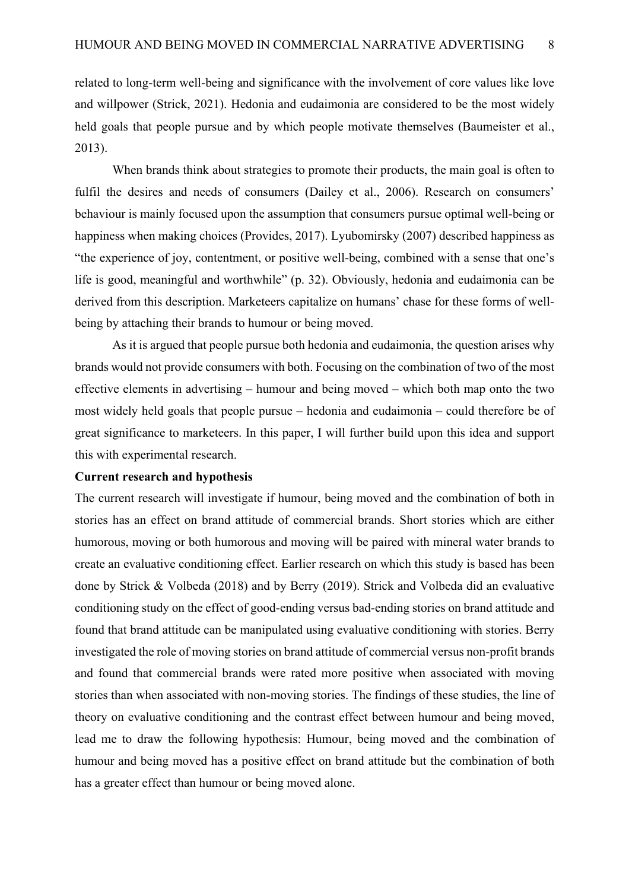related to long-term well-being and significance with the involvement of core values like love and willpower (Strick, 2021). Hedonia and eudaimonia are considered to be the most widely held goals that people pursue and by which people motivate themselves (Baumeister et al., 2013).

When brands think about strategies to promote their products, the main goal is often to fulfil the desires and needs of consumers (Dailey et al., 2006). Research on consumers' behaviour is mainly focused upon the assumption that consumers pursue optimal well-being or happiness when making choices (Provides, 2017). Lyubomirsky (2007) described happiness as "the experience of joy, contentment, or positive well-being, combined with a sense that one's life is good, meaningful and worthwhile" (p. 32). Obviously, hedonia and eudaimonia can be derived from this description. Marketeers capitalize on humans' chase for these forms of well-being by attaching their brands to humour or being moved.

As it is argued that people pursue both hedonia and eudaimonia, the question arises why brands would not provide consumers with both. Focusing on the combination of two of the most effective elements in advertising – humour and being moved – which both map onto the two most widely held goals that people pursue – hedonia and eudaimonia – could therefore be of great significance to marketeers. In this paper, I will further build upon this idea and support this with experimental research.

**Current research and hypothesis**

The current research will investigate if humour, being moved and the combination of both in stories has an effect on brand attitude of commercial brands. Short stories which are either humorous, moving or both humorous and moving will be paired with mineral water brands to create an evaluative conditioning effect. Earlier research on which this study is based has been done by Strick & Volbeda (2018) and by Berry (2019). Strick and Volbeda did an evaluative conditioning study on the effect of good-ending versus bad-ending stories on brand attitude and found that brand attitude can be manipulated using evaluative conditioning with stories. Berry investigated the role of moving stories on brand attitude of commercial versus non-profit brands and found that commercial brands were rated more positive when associated with moving stories than when associated with non-moving stories. The findings of these studies, the line of theory on evaluative conditioning and the contrast effect between humour and being moved, lead me to draw the following hypothesis: Humour, being moved and the combination of humour and being moved has a positive effect on brand attitude but the combination of both has a greater effect than humour or being moved alone.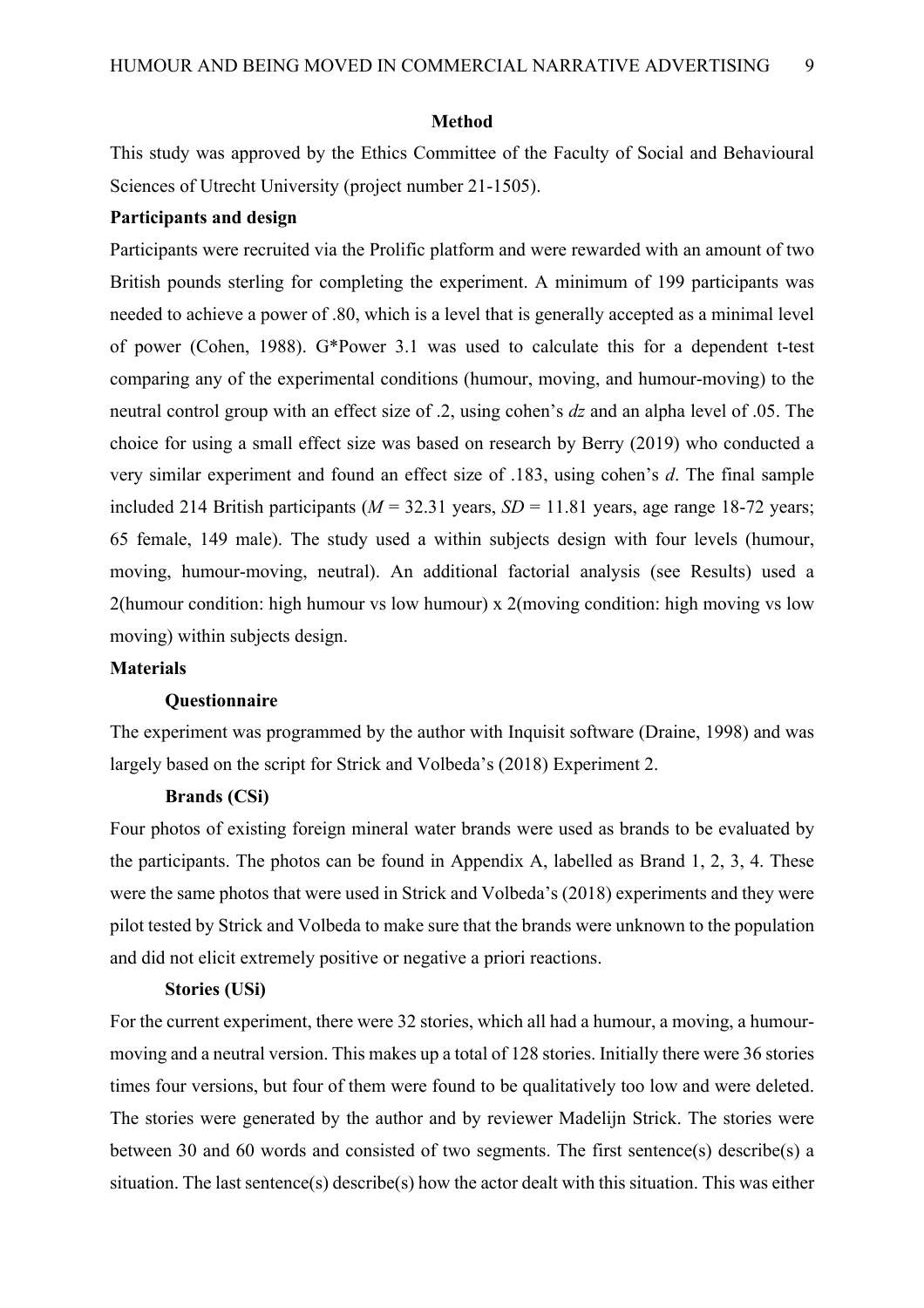# Method

This study was approved by the Ethics Committee of the Faculty of Social and Behavioural Sciences of Utrecht University (project number 21-1505).

## Participants and design

Participants were recruited via the Prolific platform and were rewarded with an amount of two British pounds sterling for completing the experiment. A minimum of 199 participants was needed to achieve a power of .80, which is a level that is generally accepted as a minimal level of power (Cohen, 1988). G*Power 3.1 was used to calculate this for a dependent t-test comparing any of the experimental conditions (humour, moving, and humour-moving) to the neutral control group with an effect size of .2, using cohen's *dz* and an alpha level of .05. The choice for using a small effect size was based on research by Berry (2019) who conducted a very similar experiment and found an effect size of .183, using cohen's *d*. The final sample included 214 British participants ($M$ = 32.31 years, $SD$ = 11.81 years, age range 18-72 years; 65 female, 149 male). The study used a within subjects design with four levels (humour, moving, humour-moving, neutral). An additional factorial analysis (see Results) used a 2(humour condition: high humour vs low humour) x 2(moving condition: high moving vs low moving) within subjects design.

## Materials

### Questionnaire

The experiment was programmed by the author with Inquisit software (Draine, 1998) and was largely based on the script for Strick and Volbeda's (2018) Experiment 2.

### Brands (CSi)

Four photos of existing foreign mineral water brands were used as brands to be evaluated by the participants. The photos can be found in Appendix A, labelled as Brand 1, 2, 3, 4. These were the same photos that were used in Strick and Volbeda's (2018) experiments and they were pilot tested by Strick and Volbeda to make sure that the brands were unknown to the population and did not elicit extremely positive or negative a priori reactions.

### Stories (USi)

For the current experiment, there were 32 stories, which all had a humour, a moving, a humour-moving and a neutral version. This makes up a total of 128 stories. Initially there were 36 stories times four versions, but four of them were found to be qualitatively too low and were deleted. The stories were generated by the author and by reviewer Madelijn Strick. The stories were between 30 and 60 words and consisted of two segments. The first sentence(s) describe(s) a situation. The last sentence(s) describe(s) how the actor dealt with this situation. This was either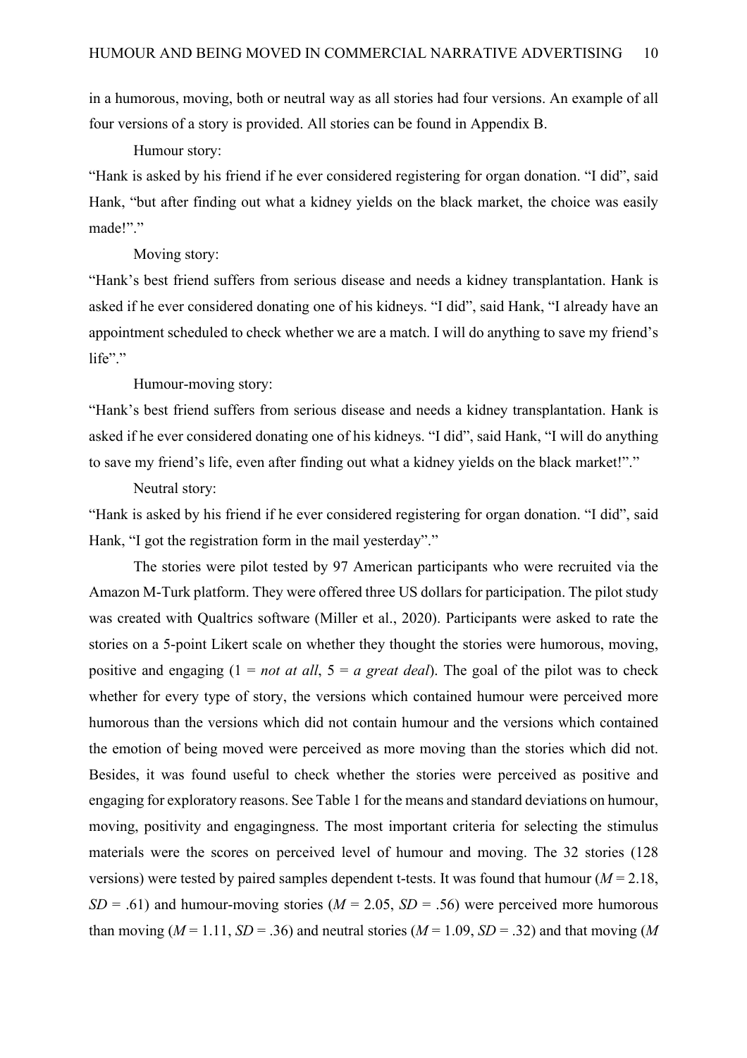in a humorous, moving, both or neutral way as all stories had four versions. An example of all four versions of a story is provided. All stories can be found in Appendix B.

Humour story:

"Hank is asked by his friend if he ever considered registering for organ donation. "I did", said Hank, "but after finding out what a kidney yields on the black market, the choice was easily made!"."

Moving story:

"Hank's best friend suffers from serious disease and needs a kidney transplantation. Hank is asked if he ever considered donating one of his kidneys. "I did", said Hank, "I already have an appointment scheduled to check whether we are a match. I will do anything to save my friend's life"."

Humour-moving story:

"Hank's best friend suffers from serious disease and needs a kidney transplantation. Hank is asked if he ever considered donating one of his kidneys. "I did", said Hank, "I will do anything to save my friend's life, even after finding out what a kidney yields on the black market!"."

Neutral story:

"Hank is asked by his friend if he ever considered registering for organ donation. "I did", said Hank, "I got the registration form in the mail yesterday"."

The stories were pilot tested by 97 American participants who were recruited via the Amazon M-Turk platform. They were offered three US dollars for participation. The pilot study was created with Qualtrics software (Miller et al., 2020). Participants were asked to rate the stories on a 5-point Likert scale on whether they thought the stories were humorous, moving, positive and engaging (1 = *not at all*, 5 = *a great deal*). The goal of the pilot was to check whether for every type of story, the versions which contained humour were perceived more humorous than the versions which did not contain humour and the versions which contained the emotion of being moved were perceived as more moving than the stories which did not. Besides, it was found useful to check whether the stories were perceived as positive and engaging for exploratory reasons. See Table 1 for the means and standard deviations on humour, moving, positivity and engagingness. The most important criteria for selecting the stimulus materials were the scores on perceived level of humour and moving. The 32 stories (128 versions) were tested by paired samples dependent t-tests. It was found that humour ($M$ = 2.18, $SD$ = .61) and humour-moving stories ($M$ = 2.05, $SD$ = .56) were perceived more humorous than moving ($M$ = 1.11, $SD$ = .36) and neutral stories ($M$ = 1.09, $SD$ = .32) and that moving ($M$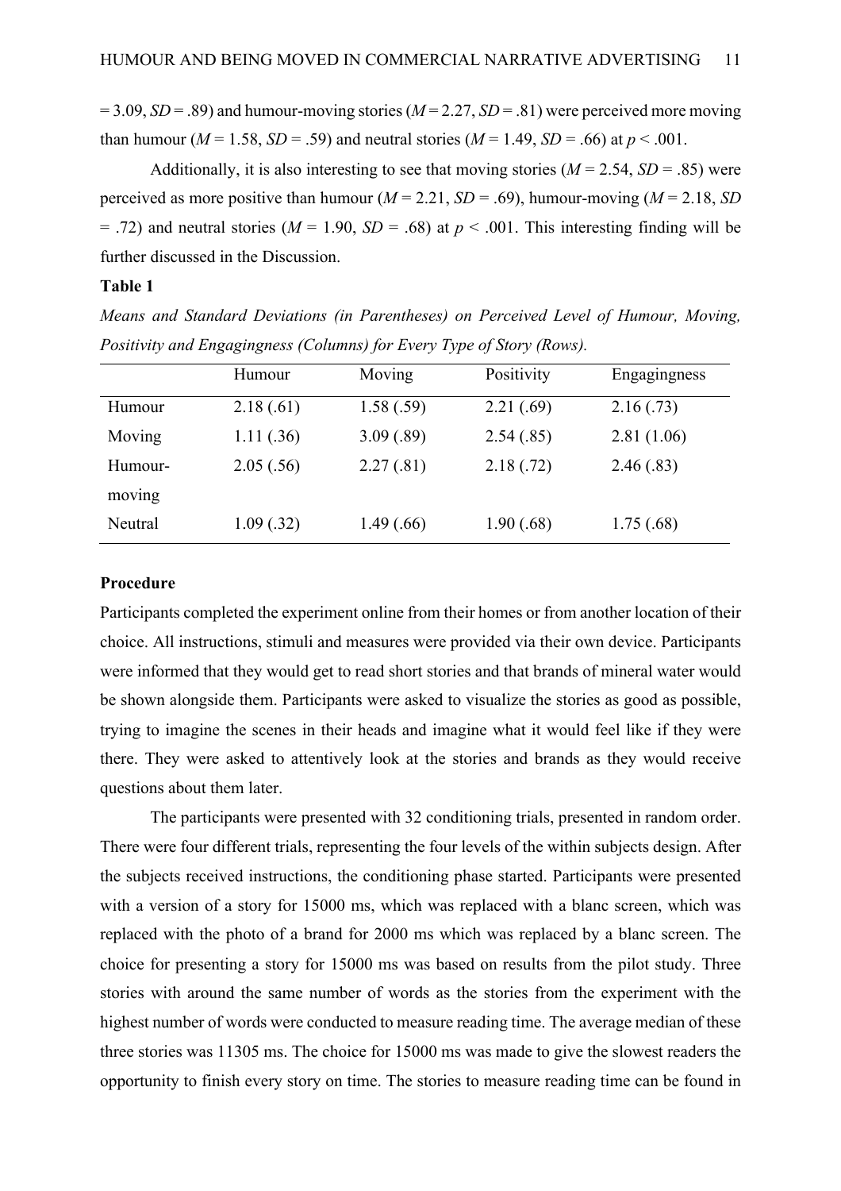= 3.09, *SD* = .89) and humour-moving stories (*M* = 2.27, *SD* = .81) were perceived more moving than humour (*M* = 1.58, *SD* = .59) and neutral stories (*M* = 1.49, *SD* = .66) at $p < .001$.

Additionally, it is also interesting to see that moving stories (*M* = 2.54, *SD* = .85) were perceived as more positive than humour (*M* = 2.21, *SD* = .69), humour-moving (*M* = 2.18, *SD* = .72) and neutral stories (*M* = 1.90, *SD* = .68) at $p < .001$. This interesting finding will be further discussed in the Discussion.

**Table 1**

*Means and Standard Deviations (in Parentheses) on Perceived Level of Humour, Moving, Positivity and Engagingness (Columns) for Every Type of Story (Rows).*

| | Humour | Moving | Positivity | Engagingness |
|---|---|---|---|---|
| Humour | 2.18 (.61) | 1.58 (.59) | 2.21 (.69) | 2.16 (.73) |
| Moving | 1.11 (.36) | 3.09 (.89) | 2.54 (.85) | 2.81 (1.06) |
| Humour-moving | 2.05 (.56) | 2.27 (.81) | 2.18 (.72) | 2.46 (.83) |
| Neutral | 1.09 (.32) | 1.49 (.66) | 1.90 (.68) | 1.75 (.68) |

**Procedure**

Participants completed the experiment online from their homes or from another location of their choice. All instructions, stimuli and measures were provided via their own device. Participants were informed that they would get to read short stories and that brands of mineral water would be shown alongside them. Participants were asked to visualize the stories as good as possible, trying to imagine the scenes in their heads and imagine what it would feel like if they were there. They were asked to attentively look at the stories and brands as they would receive questions about them later.

The participants were presented with 32 conditioning trials, presented in random order. There were four different trials, representing the four levels of the within subjects design. After the subjects received instructions, the conditioning phase started. Participants were presented with a version of a story for 15000 ms, which was replaced with a blanc screen, which was replaced with the photo of a brand for 2000 ms which was replaced by a blanc screen. The choice for presenting a story for 15000 ms was based on results from the pilot study. Three stories with around the same number of words as the stories from the experiment with the highest number of words were conducted to measure reading time. The average median of these three stories was 11305 ms. The choice for 15000 ms was made to give the slowest readers the opportunity to finish every story on time. The stories to measure reading time can be found in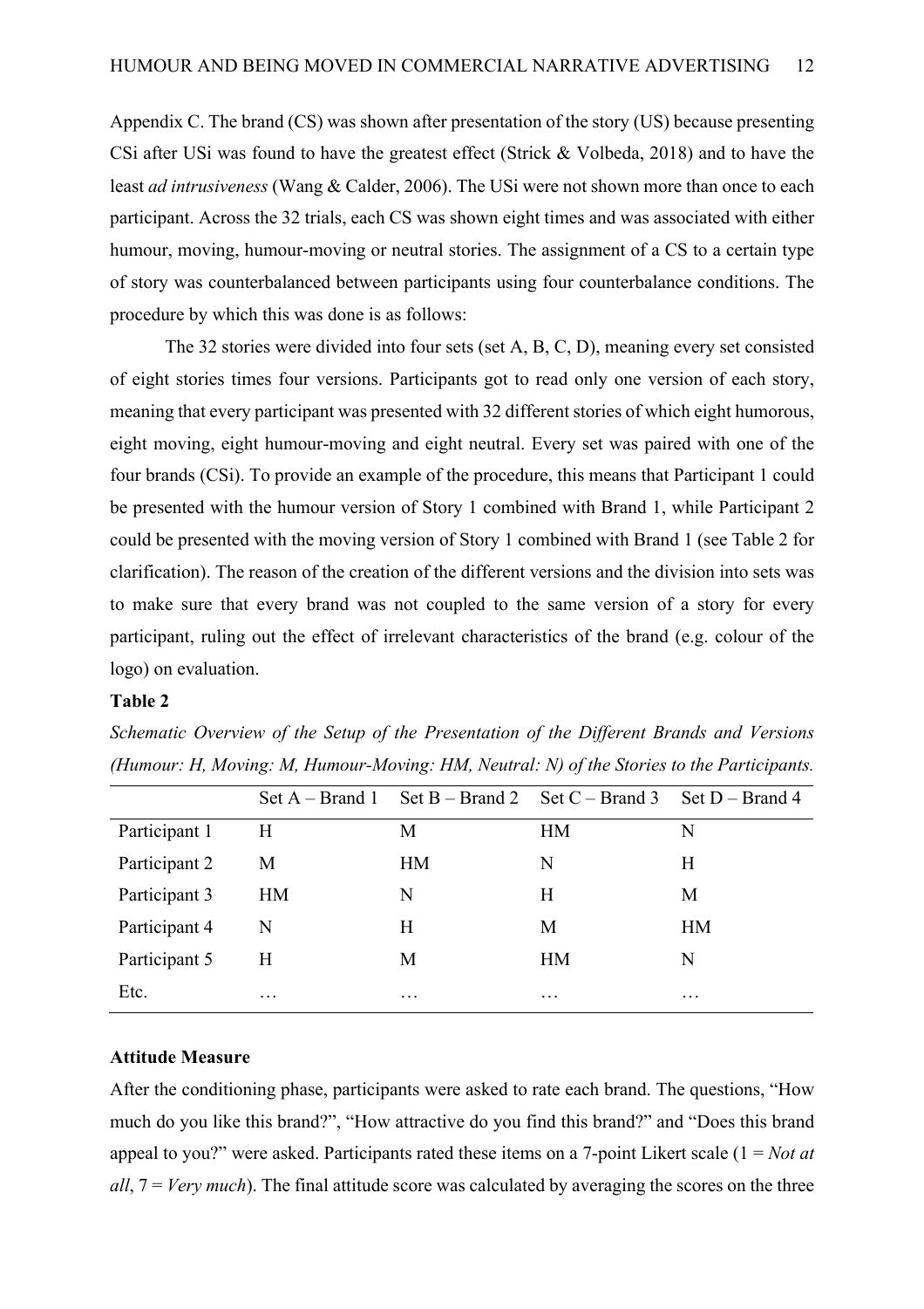Appendix C. The brand (CS) was shown after presentation of the story (US) because presenting CSi after USi was found to have the greatest effect (Strick & Volbeda, 2018) and to have the least *ad intrusiveness* (Wang & Calder, 2006). The USi were not shown more than once to each participant. Across the 32 trials, each CS was shown eight times and was associated with either humour, moving, humour-moving or neutral stories. The assignment of a CS to a certain type of story was counterbalanced between participants using four counterbalance conditions. The procedure by which this was done is as follows:

The 32 stories were divided into four sets (set A, B, C, D), meaning every set consisted of eight stories times four versions. Participants got to read only one version of each story, meaning that every participant was presented with 32 different stories of which eight humorous, eight moving, eight humour-moving and eight neutral. Every set was paired with one of the four brands (CSi). To provide an example of the procedure, this means that Participant 1 could be presented with the humour version of Story 1 combined with Brand 1, while Participant 2 could be presented with the moving version of Story 1 combined with Brand 1 (see Table 2 for clarification). The reason of the creation of the different versions and the division into sets was to make sure that every brand was not coupled to the same version of a story for every participant, ruling out the effect of irrelevant characteristics of the brand (e.g. colour of the logo) on evaluation.

**Table 2**

*Schematic Overview of the Setup of the Presentation of the Different Brands and Versions (Humour: H, Moving: M, Humour-Moving: HM, Neutral: N) of the Stories to the Participants.*

| | Set A – Brand 1 | Set B – Brand 2 | Set C – Brand 3 | Set D – Brand 4 |
|---|---|---|---|---|
| Participant 1 | H | M | HM | N |
| Participant 2 | M | HM | N | H |
| Participant 3 | HM | N | H | M |
| Participant 4 | N | H | M | HM |
| Participant 5 | H | M | HM | N |
| Etc. | … | … | … | … |

### Attitude Measure

After the conditioning phase, participants were asked to rate each brand. The questions, "How much do you like this brand?", "How attractive do you find this brand?" and "Does this brand appeal to you?" were asked. Participants rated these items on a 7-point Likert scale (1 = *Not at all*, 7 = *Very much*). The final attitude score was calculated by averaging the scores on the three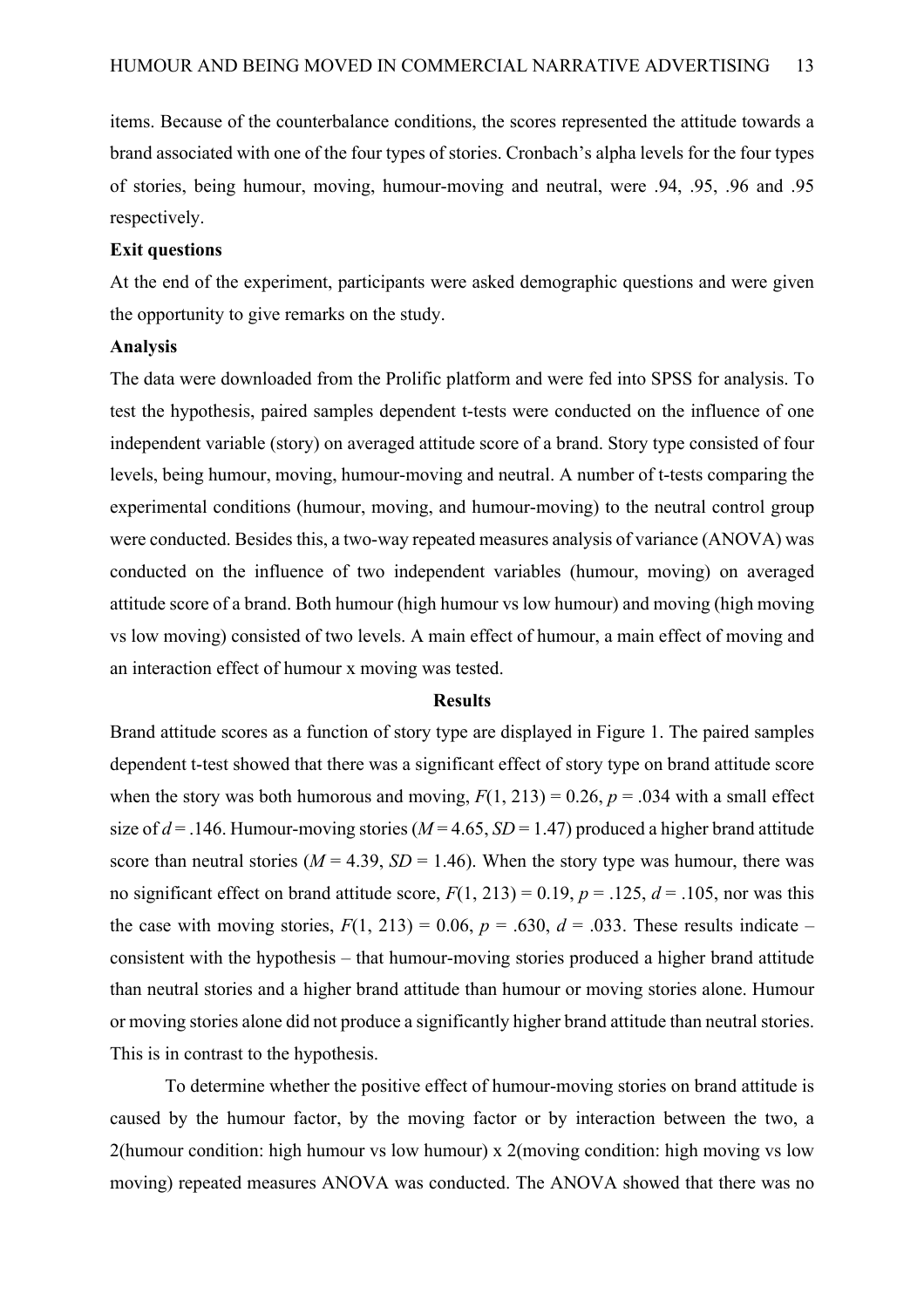items. Because of the counterbalance conditions, the scores represented the attitude towards a brand associated with one of the four types of stories. Cronbach's alpha levels for the four types of stories, being humour, moving, humour-moving and neutral, were .94, .95, .96 and .95 respectively.

**Exit questions**

At the end of the experiment, participants were asked demographic questions and were given the opportunity to give remarks on the study.

**Analysis**

The data were downloaded from the Prolific platform and were fed into SPSS for analysis. To test the hypothesis, paired samples dependent t-tests were conducted on the influence of one independent variable (story) on averaged attitude score of a brand. Story type consisted of four levels, being humour, moving, humour-moving and neutral. A number of t-tests comparing the experimental conditions (humour, moving, and humour-moving) to the neutral control group were conducted. Besides this, a two-way repeated measures analysis of variance (ANOVA) was conducted on the influence of two independent variables (humour, moving) on averaged attitude score of a brand. Both humour (high humour vs low humour) and moving (high moving vs low moving) consisted of two levels. A main effect of humour, a main effect of moving and an interaction effect of humour x moving was tested.

## Results

Brand attitude scores as a function of story type are displayed in Figure 1. The paired samples dependent t-test showed that there was a significant effect of story type on brand attitude score when the story was both humorous and moving, $F(1, 213) = 0.26$, $p = .034$ with a small effect size of $d = .146$. Humour-moving stories ($M = 4.65$, $SD = 1.47$) produced a higher brand attitude score than neutral stories ($M = 4.39$, $SD = 1.46$). When the story type was humour, there was no significant effect on brand attitude score, $F(1, 213) = 0.19$, $p = .125$, $d = .105$, nor was this the case with moving stories, $F(1, 213) = 0.06$, $p = .630$, $d = .033$. These results indicate – consistent with the hypothesis – that humour-moving stories produced a higher brand attitude than neutral stories and a higher brand attitude than humour or moving stories alone. Humour or moving stories alone did not produce a significantly higher brand attitude than neutral stories. This is in contrast to the hypothesis.

To determine whether the positive effect of humour-moving stories on brand attitude is caused by the humour factor, by the moving factor or by interaction between the two, a 2(humour condition: high humour vs low humour) x 2(moving condition: high moving vs low moving) repeated measures ANOVA was conducted. The ANOVA showed that there was no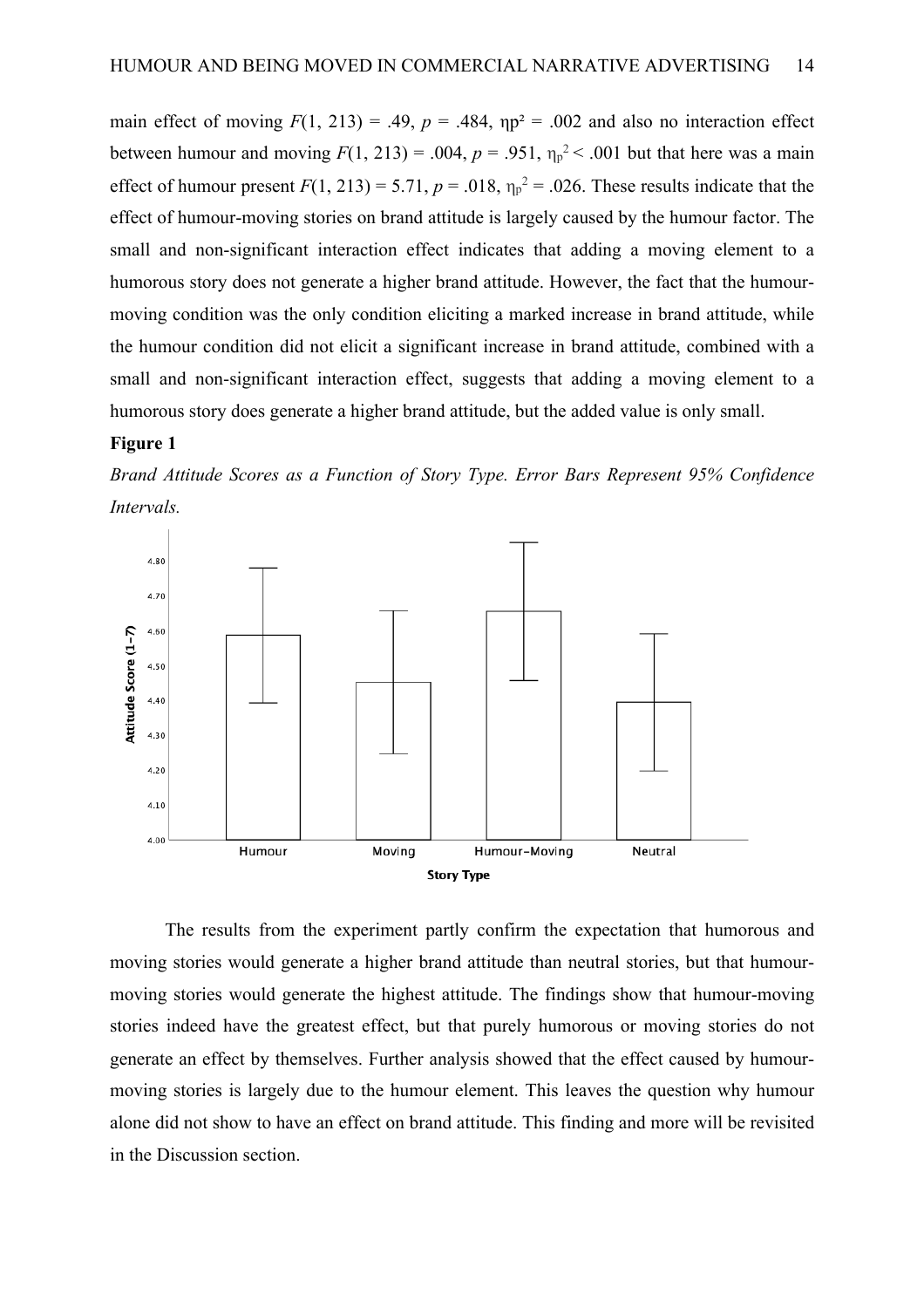main effect of moving $F(1, 213) = .49$, $p = .484$, $\eta p^2 = .002$ and also no interaction effect between humour and moving $F(1, 213) = .004$, $p = .951$, $\eta_p^2 < .001$ but that here was a main effect of humour present $F(1, 213) = 5.71$, $p = .018$, $\eta_p^2 = .026$. These results indicate that the effect of humour-moving stories on brand attitude is largely caused by the humour factor. The small and non-significant interaction effect indicates that adding a moving element to a humorous story does not generate a higher brand attitude. However, the fact that the humour-moving condition was the only condition eliciting a marked increase in brand attitude, while the humour condition did not elicit a significant increase in brand attitude, combined with a small and non-significant interaction effect, suggests that adding a moving element to a humorous story does generate a higher brand attitude, but the added value is only small.

**Figure 1**

*Brand Attitude Scores as a Function of Story Type. Error Bars Represent 95% Confidence Intervals.*

The results from the experiment partly confirm the expectation that humorous and moving stories would generate a higher brand attitude than neutral stories, but that humour-moving stories would generate the highest attitude. The findings show that humour-moving stories indeed have the greatest effect, but that purely humorous or moving stories do not generate an effect by themselves. Further analysis showed that the effect caused by humour-moving stories is largely due to the humour element. This leaves the question why humour alone did not show to have an effect on brand attitude. This finding and more will be revisited in the Discussion section.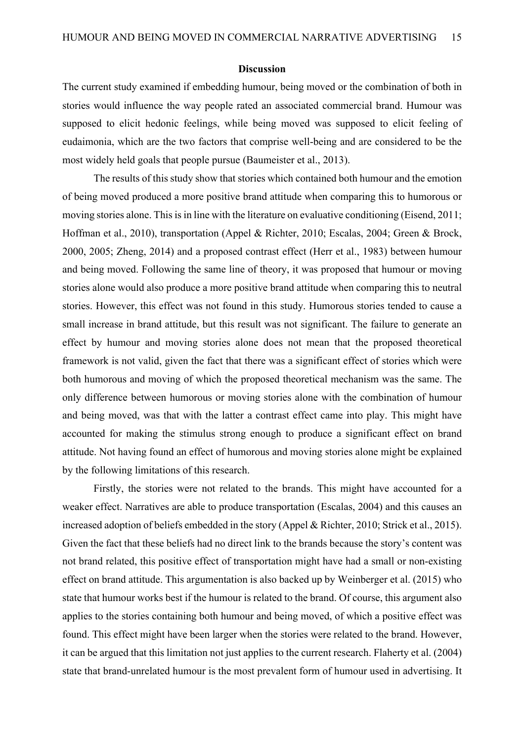## Discussion

The current study examined if embedding humour, being moved or the combination of both in stories would influence the way people rated an associated commercial brand. Humour was supposed to elicit hedonic feelings, while being moved was supposed to elicit feeling of eudaimonia, which are the two factors that comprise well-being and are considered to be the most widely held goals that people pursue (Baumeister et al., 2013).

The results of this study show that stories which contained both humour and the emotion of being moved produced a more positive brand attitude when comparing this to humorous or moving stories alone. This is in line with the literature on evaluative conditioning (Eisend, 2011; Hoffman et al., 2010), transportation (Appel & Richter, 2010; Escalas, 2004; Green & Brock, 2000, 2005; Zheng, 2014) and a proposed contrast effect (Herr et al., 1983) between humour and being moved. Following the same line of theory, it was proposed that humour or moving stories alone would also produce a more positive brand attitude when comparing this to neutral stories. However, this effect was not found in this study. Humorous stories tended to cause a small increase in brand attitude, but this result was not significant. The failure to generate an effect by humour and moving stories alone does not mean that the proposed theoretical framework is not valid, given the fact that there was a significant effect of stories which were both humorous and moving of which the proposed theoretical mechanism was the same. The only difference between humorous or moving stories alone with the combination of humour and being moved, was that with the latter a contrast effect came into play. This might have accounted for making the stimulus strong enough to produce a significant effect on brand attitude. Not having found an effect of humorous and moving stories alone might be explained by the following limitations of this research.

Firstly, the stories were not related to the brands. This might have accounted for a weaker effect. Narratives are able to produce transportation (Escalas, 2004) and this causes an increased adoption of beliefs embedded in the story (Appel & Richter, 2010; Strick et al., 2015). Given the fact that these beliefs had no direct link to the brands because the story's content was not brand related, this positive effect of transportation might have had a small or non-existing effect on brand attitude. This argumentation is also backed up by Weinberger et al. (2015) who state that humour works best if the humour is related to the brand. Of course, this argument also applies to the stories containing both humour and being moved, of which a positive effect was found. This effect might have been larger when the stories were related to the brand. However, it can be argued that this limitation not just applies to the current research. Flaherty et al. (2004) state that brand-unrelated humour is the most prevalent form of humour used in advertising. It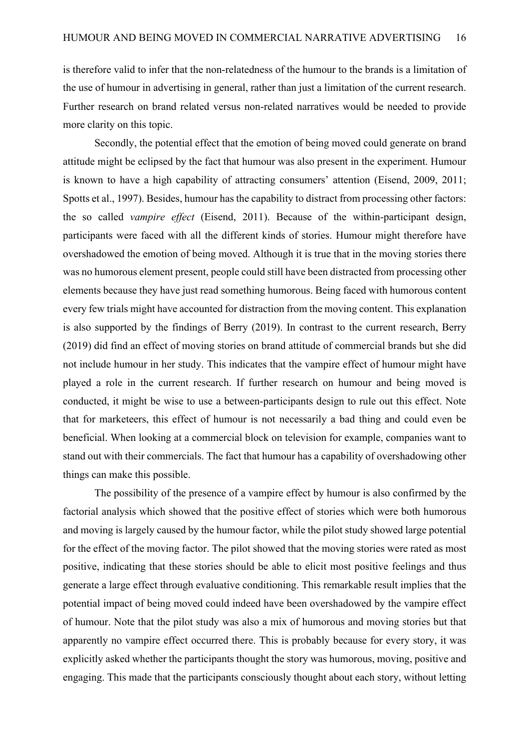is therefore valid to infer that the non-relatedness of the humour to the brands is a limitation of the use of humour in advertising in general, rather than just a limitation of the current research. Further research on brand related versus non-related narratives would be needed to provide more clarity on this topic.

Secondly, the potential effect that the emotion of being moved could generate on brand attitude might be eclipsed by the fact that humour was also present in the experiment. Humour is known to have a high capability of attracting consumers' attention (Eisend, 2009, 2011; Spotts et al., 1997). Besides, humour has the capability to distract from processing other factors: the so called *vampire effect* (Eisend, 2011). Because of the within-participant design, participants were faced with all the different kinds of stories. Humour might therefore have overshadowed the emotion of being moved. Although it is true that in the moving stories there was no humorous element present, people could still have been distracted from processing other elements because they have just read something humorous. Being faced with humorous content every few trials might have accounted for distraction from the moving content. This explanation is also supported by the findings of Berry (2019). In contrast to the current research, Berry (2019) did find an effect of moving stories on brand attitude of commercial brands but she did not include humour in her study. This indicates that the vampire effect of humour might have played a role in the current research. If further research on humour and being moved is conducted, it might be wise to use a between-participants design to rule out this effect. Note that for marketeers, this effect of humour is not necessarily a bad thing and could even be beneficial. When looking at a commercial block on television for example, companies want to stand out with their commercials. The fact that humour has a capability of overshadowing other things can make this possible.

The possibility of the presence of a vampire effect by humour is also confirmed by the factorial analysis which showed that the positive effect of stories which were both humorous and moving is largely caused by the humour factor, while the pilot study showed large potential for the effect of the moving factor. The pilot showed that the moving stories were rated as most positive, indicating that these stories should be able to elicit most positive feelings and thus generate a large effect through evaluative conditioning. This remarkable result implies that the potential impact of being moved could indeed have been overshadowed by the vampire effect of humour. Note that the pilot study was also a mix of humorous and moving stories but that apparently no vampire effect occurred there. This is probably because for every story, it was explicitly asked whether the participants thought the story was humorous, moving, positive and engaging. This made that the participants consciously thought about each story, without letting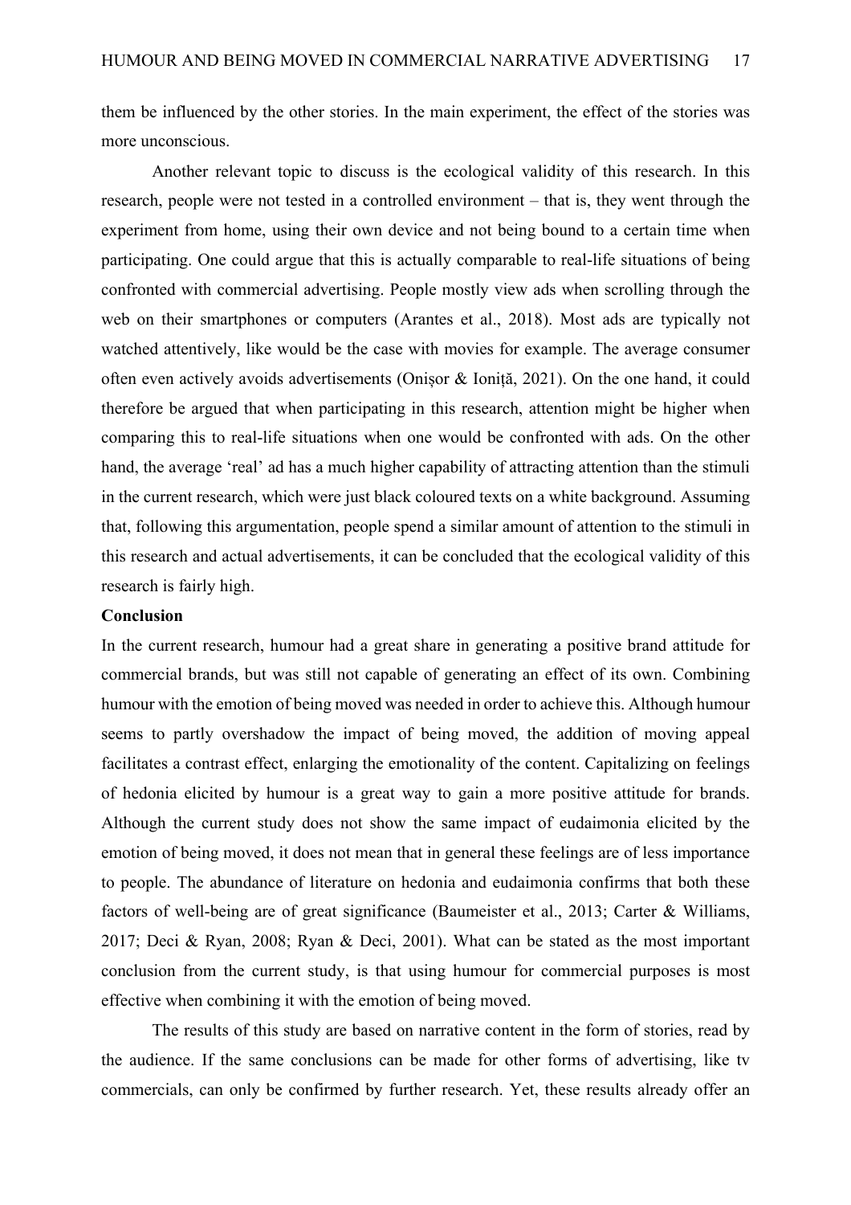them be influenced by the other stories. In the main experiment, the effect of the stories was more unconscious.

Another relevant topic to discuss is the ecological validity of this research. In this research, people were not tested in a controlled environment – that is, they went through the experiment from home, using their own device and not being bound to a certain time when participating. One could argue that this is actually comparable to real-life situations of being confronted with commercial advertising. People mostly view ads when scrolling through the web on their smartphones or computers (Arantes et al., 2018). Most ads are typically not watched attentively, like would be the case with movies for example. The average consumer often even actively avoids advertisements (Onișor & Ioniță, 2021). On the one hand, it could therefore be argued that when participating in this research, attention might be higher when comparing this to real-life situations when one would be confronted with ads. On the other hand, the average 'real' ad has a much higher capability of attracting attention than the stimuli in the current research, which were just black coloured texts on a white background. Assuming that, following this argumentation, people spend a similar amount of attention to the stimuli in this research and actual advertisements, it can be concluded that the ecological validity of this research is fairly high.

**Conclusion**

In the current research, humour had a great share in generating a positive brand attitude for commercial brands, but was still not capable of generating an effect of its own. Combining humour with the emotion of being moved was needed in order to achieve this. Although humour seems to partly overshadow the impact of being moved, the addition of moving appeal facilitates a contrast effect, enlarging the emotionality of the content. Capitalizing on feelings of hedonia elicited by humour is a great way to gain a more positive attitude for brands. Although the current study does not show the same impact of eudaimonia elicited by the emotion of being moved, it does not mean that in general these feelings are of less importance to people. The abundance of literature on hedonia and eudaimonia confirms that both these factors of well-being are of great significance (Baumeister et al., 2013; Carter & Williams, 2017; Deci & Ryan, 2008; Ryan & Deci, 2001). What can be stated as the most important conclusion from the current study, is that using humour for commercial purposes is most effective when combining it with the emotion of being moved.

The results of this study are based on narrative content in the form of stories, read by the audience. If the same conclusions can be made for other forms of advertising, like tv commercials, can only be confirmed by further research. Yet, these results already offer an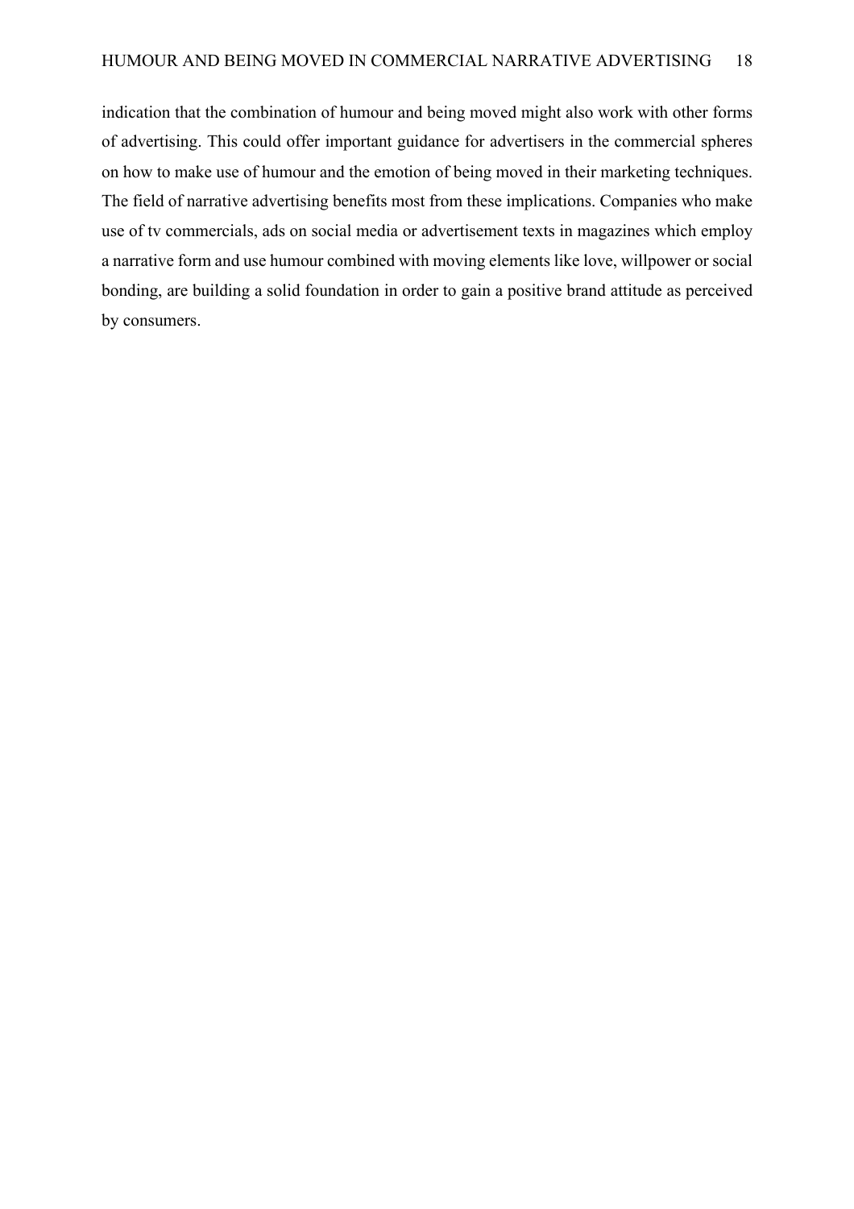indication that the combination of humour and being moved might also work with other forms of advertising. This could offer important guidance for advertisers in the commercial spheres on how to make use of humour and the emotion of being moved in their marketing techniques. The field of narrative advertising benefits most from these implications. Companies who make use of tv commercials, ads on social media or advertisement texts in magazines which employ a narrative form and use humour combined with moving elements like love, willpower or social bonding, are building a solid foundation in order to gain a positive brand attitude as perceived by consumers.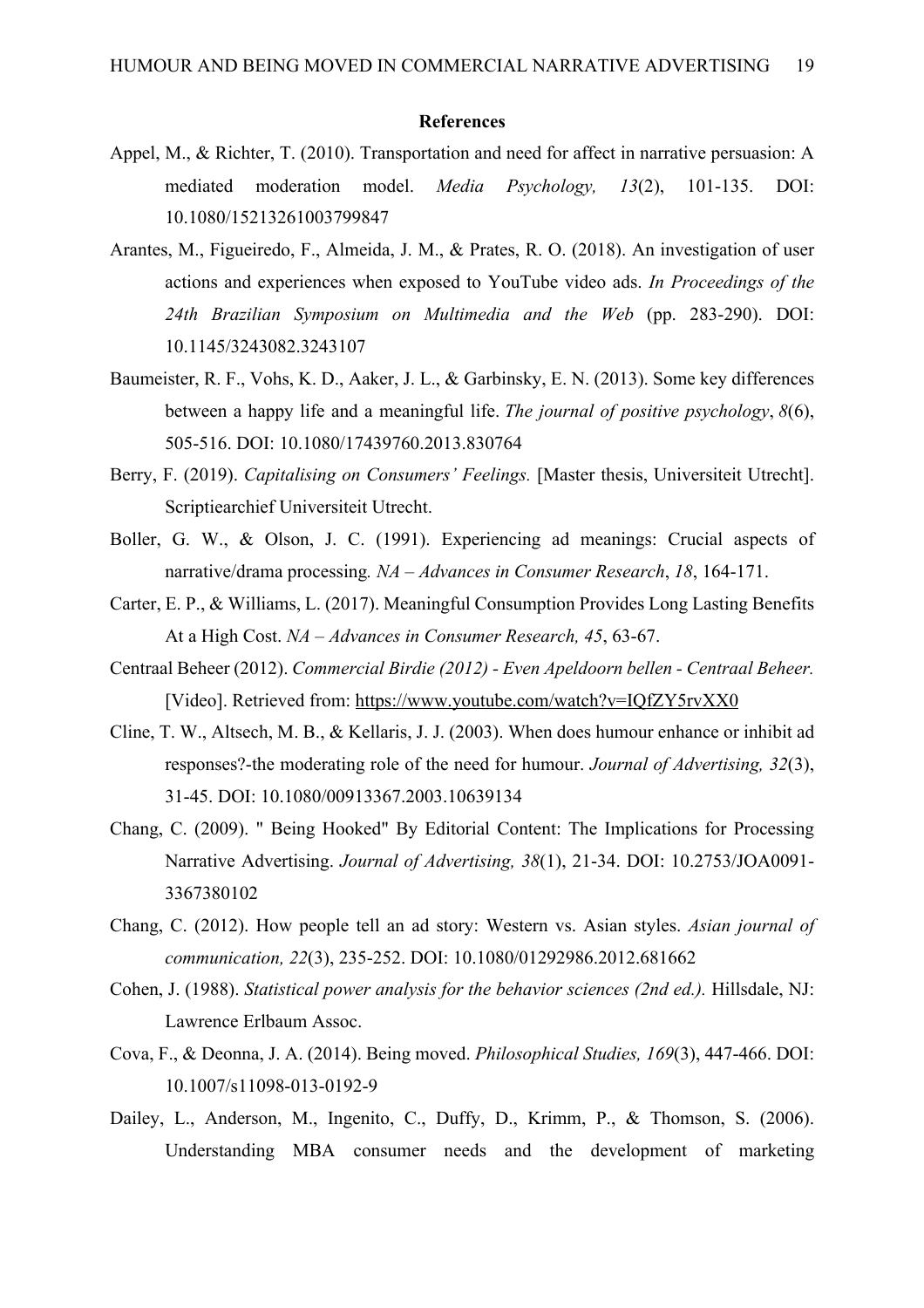**References**

Appel, M., & Richter, T. (2010). Transportation and need for affect in narrative persuasion: A mediated moderation model. *Media Psychology, 13*(2), 101-135. DOI: 10.1080/15213261003799847

Arantes, M., Figueiredo, F., Almeida, J. M., & Prates, R. O. (2018). An investigation of user actions and experiences when exposed to YouTube video ads. *In Proceedings of the 24th Brazilian Symposium on Multimedia and the Web* (pp. 283-290). DOI: 10.1145/3243082.3243107

Baumeister, R. F., Vohs, K. D., Aaker, J. L., & Garbinsky, E. N. (2013). Some key differences between a happy life and a meaningful life. *The journal of positive psychology*, *8*(6), 505-516. DOI: 10.1080/17439760.2013.830764

Berry, F. (2019). *Capitalising on Consumers' Feelings.* [Master thesis, Universiteit Utrecht]. Scriptiearchief Universiteit Utrecht.

Boller, G. W., & Olson, J. C. (1991). Experiencing ad meanings: Crucial aspects of narrative/drama processing*. NA – Advances in Consumer Research*, *18*, 164-171.

Carter, E. P., & Williams, L. (2017). Meaningful Consumption Provides Long Lasting Benefits At a High Cost. *NA – Advances in Consumer Research, 45*, 63-67.

Centraal Beheer (2012). *Commercial Birdie (2012) - Even Apeldoorn bellen - Centraal Beheer.* [Video]. Retrieved from: https://www.youtube.com/watch?v=IQfZY5rvXX0

Cline, T. W., Altsech, M. B., & Kellaris, J. J. (2003). When does humour enhance or inhibit ad responses?-the moderating role of the need for humour. *Journal of Advertising, 32*(3), 31-45. DOI: 10.1080/00913367.2003.10639134

Chang, C. (2009). " Being Hooked" By Editorial Content: The Implications for Processing Narrative Advertising. *Journal of Advertising, 38*(1), 21-34. DOI: 10.2753/JOA0091-3367380102

Chang, C. (2012). How people tell an ad story: Western vs. Asian styles. *Asian journal of communication, 22*(3), 235-252. DOI: 10.1080/01292986.2012.681662

Cohen, J. (1988). *Statistical power analysis for the behavior sciences (2nd ed.).* Hillsdale, NJ: Lawrence Erlbaum Assoc.

Cova, F., & Deonna, J. A. (2014). Being moved. *Philosophical Studies, 169*(3), 447-466. DOI: 10.1007/s11098-013-0192-9

Dailey, L., Anderson, M., Ingenito, C., Duffy, D., Krimm, P., & Thomson, S. (2006). Understanding MBA consumer needs and the development of marketing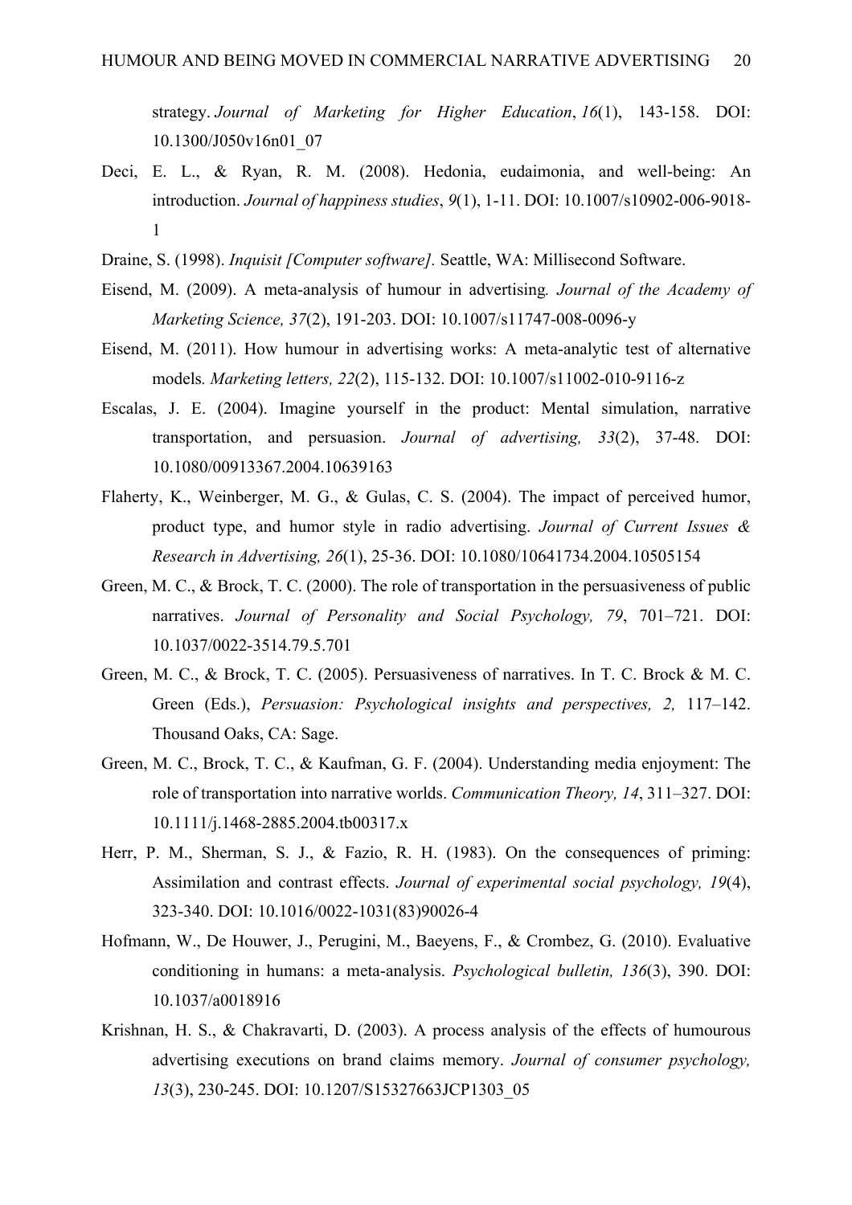strategy. *Journal of Marketing for Higher Education*, *16*(1), 143-158. DOI: 10.1300/J050v16n01_07

Deci, E. L., & Ryan, R. M. (2008). Hedonia, eudaimonia, and well-being: An introduction. *Journal of happiness studies*, *9*(1), 1-11. DOI: 10.1007/s10902-006-9018-1

Draine, S. (1998). *Inquisit [Computer software].* Seattle, WA: Millisecond Software.

Eisend, M. (2009). A meta-analysis of humour in advertising*. Journal of the Academy of Marketing Science, 37*(2), 191-203. DOI: 10.1007/s11747-008-0096-y

Eisend, M. (2011). How humour in advertising works: A meta-analytic test of alternative models*. Marketing letters, 22*(2), 115-132. DOI: 10.1007/s11002-010-9116-z

Escalas, J. E. (2004). Imagine yourself in the product: Mental simulation, narrative transportation, and persuasion. *Journal of advertising, 33*(2), 37-48. DOI: 10.1080/00913367.2004.10639163

Flaherty, K., Weinberger, M. G., & Gulas, C. S. (2004). The impact of perceived humor, product type, and humor style in radio advertising. *Journal of Current Issues & Research in Advertising, 26*(1), 25-36. DOI: 10.1080/10641734.2004.10505154

Green, M. C., & Brock, T. C. (2000). The role of transportation in the persuasiveness of public narratives. *Journal of Personality and Social Psychology, 79*, 701–721. DOI: 10.1037/0022-3514.79.5.701

Green, M. C., & Brock, T. C. (2005). Persuasiveness of narratives. In T. C. Brock & M. C. Green (Eds.), *Persuasion: Psychological insights and perspectives, 2,* 117–142. Thousand Oaks, CA: Sage.

Green, M. C., Brock, T. C., & Kaufman, G. F. (2004). Understanding media enjoyment: The role of transportation into narrative worlds. *Communication Theory, 14*, 311–327. DOI: 10.1111/j.1468-2885.2004.tb00317.x

Herr, P. M., Sherman, S. J., & Fazio, R. H. (1983). On the consequences of priming: Assimilation and contrast effects. *Journal of experimental social psychology, 19*(4), 323-340. DOI: 10.1016/0022-1031(83)90026-4

Hofmann, W., De Houwer, J., Perugini, M., Baeyens, F., & Crombez, G. (2010). Evaluative conditioning in humans: a meta-analysis. *Psychological bulletin, 136*(3), 390. DOI: 10.1037/a0018916

Krishnan, H. S., & Chakravarti, D. (2003). A process analysis of the effects of humourous advertising executions on brand claims memory. *Journal of consumer psychology, 13*(3), 230-245. DOI: 10.1207/S15327663JCP1303_05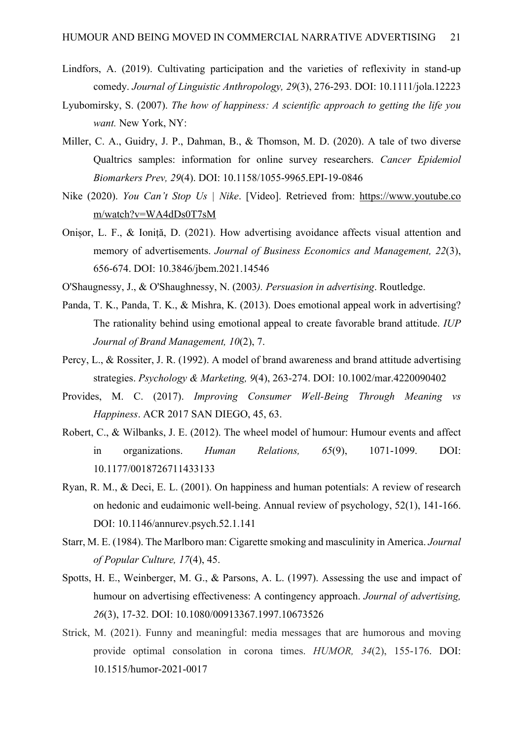Lindfors, A. (2019). Cultivating participation and the varieties of reflexivity in stand-up comedy. *Journal of Linguistic Anthropology, 29*(3), 276-293. DOI: 10.1111/jola.12223

Lyubomirsky, S. (2007). *The how of happiness: A scientific approach to getting the life you want.* New York, NY:

Miller, C. A., Guidry, J. P., Dahman, B., & Thomson, M. D. (2020). A tale of two diverse Qualtrics samples: information for online survey researchers. *Cancer Epidemiol Biomarkers Prev, 29*(4). DOI: 10.1158/1055-9965.EPI-19-0846

Nike (2020). *You Can't Stop Us | Nike*. [Video]. Retrieved from: https://www.youtube.com/watch?v=WA4dDs0T7sM

Onișor, L. F., & Ioniță, D. (2021). How advertising avoidance affects visual attention and memory of advertisements. *Journal of Business Economics and Management, 22*(3), 656-674. DOI: 10.3846/jbem.2021.14546

O'Shaugnessy, J., & O'Shaughnessy, N. (2003*). Persuasion in advertising*. Routledge.

Panda, T. K., Panda, T. K., & Mishra, K. (2013). Does emotional appeal work in advertising? The rationality behind using emotional appeal to create favorable brand attitude. *IUP Journal of Brand Management, 10*(2), 7.

Percy, L., & Rossiter, J. R. (1992). A model of brand awareness and brand attitude advertising strategies. *Psychology & Marketing, 9*(4), 263-274. DOI: 10.1002/mar.4220090402

Provides, M. C. (2017). *Improving Consumer Well-Being Through Meaning vs Happiness*. ACR 2017 SAN DIEGO, 45, 63.

Robert, C., & Wilbanks, J. E. (2012). The wheel model of humour: Humour events and affect in organizations. *Human Relations, 65*(9), 1071-1099. DOI: 10.1177/0018726711433133

Ryan, R. M., & Deci, E. L. (2001). On happiness and human potentials: A review of research on hedonic and eudaimonic well-being. Annual review of psychology, 52(1), 141-166. DOI: 10.1146/annurev.psych.52.1.141

Starr, M. E. (1984). The Marlboro man: Cigarette smoking and masculinity in America. *Journal of Popular Culture, 17*(4), 45.

Spotts, H. E., Weinberger, M. G., & Parsons, A. L. (1997). Assessing the use and impact of humour on advertising effectiveness: A contingency approach. *Journal of advertising, 26*(3), 17-32. DOI: 10.1080/00913367.1997.10673526

Strick, M. (2021). Funny and meaningful: media messages that are humorous and moving provide optimal consolation in corona times. *HUMOR, 34*(2), 155-176. DOI: 10.1515/humor-2021-0017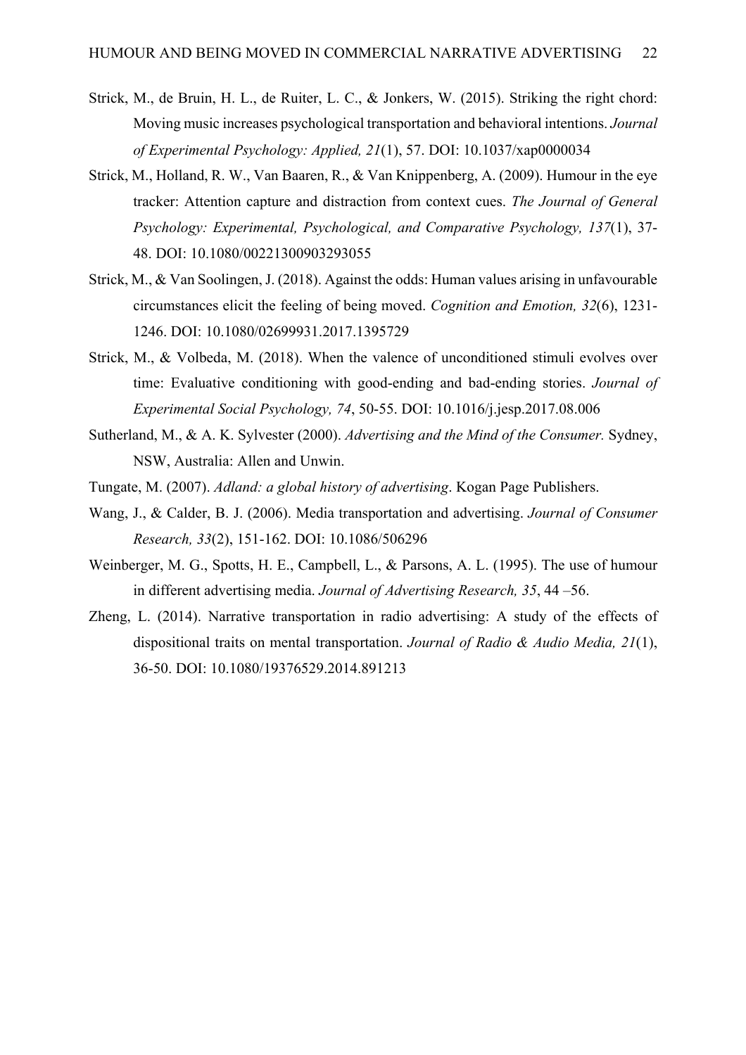Strick, M., de Bruin, H. L., de Ruiter, L. C., & Jonkers, W. (2015). Striking the right chord: Moving music increases psychological transportation and behavioral intentions. *Journal of Experimental Psychology: Applied, 21*(1), 57. DOI: 10.1037/xap0000034

Strick, M., Holland, R. W., Van Baaren, R., & Van Knippenberg, A. (2009). Humour in the eye tracker: Attention capture and distraction from context cues. *The Journal of General Psychology: Experimental, Psychological, and Comparative Psychology, 137*(1), 37-48. DOI: 10.1080/00221300903293055

Strick, M., & Van Soolingen, J. (2018). Against the odds: Human values arising in unfavourable circumstances elicit the feeling of being moved. *Cognition and Emotion, 32*(6), 1231-1246. DOI: 10.1080/02699931.2017.1395729

Strick, M., & Volbeda, M. (2018). When the valence of unconditioned stimuli evolves over time: Evaluative conditioning with good-ending and bad-ending stories. *Journal of Experimental Social Psychology, 74*, 50-55. DOI: 10.1016/j.jesp.2017.08.006

Sutherland, M., & A. K. Sylvester (2000). *Advertising and the Mind of the Consumer.* Sydney, NSW, Australia: Allen and Unwin.

Tungate, M. (2007). *Adland: a global history of advertising*. Kogan Page Publishers.

Wang, J., & Calder, B. J. (2006). Media transportation and advertising. *Journal of Consumer Research, 33*(2), 151-162. DOI: 10.1086/506296

Weinberger, M. G., Spotts, H. E., Campbell, L., & Parsons, A. L. (1995). The use of humour in different advertising media. *Journal of Advertising Research, 35*, 44 –56.

Zheng, L. (2014). Narrative transportation in radio advertising: A study of the effects of dispositional traits on mental transportation. *Journal of Radio & Audio Media, 21*(1), 36-50. DOI: 10.1080/19376529.2014.891213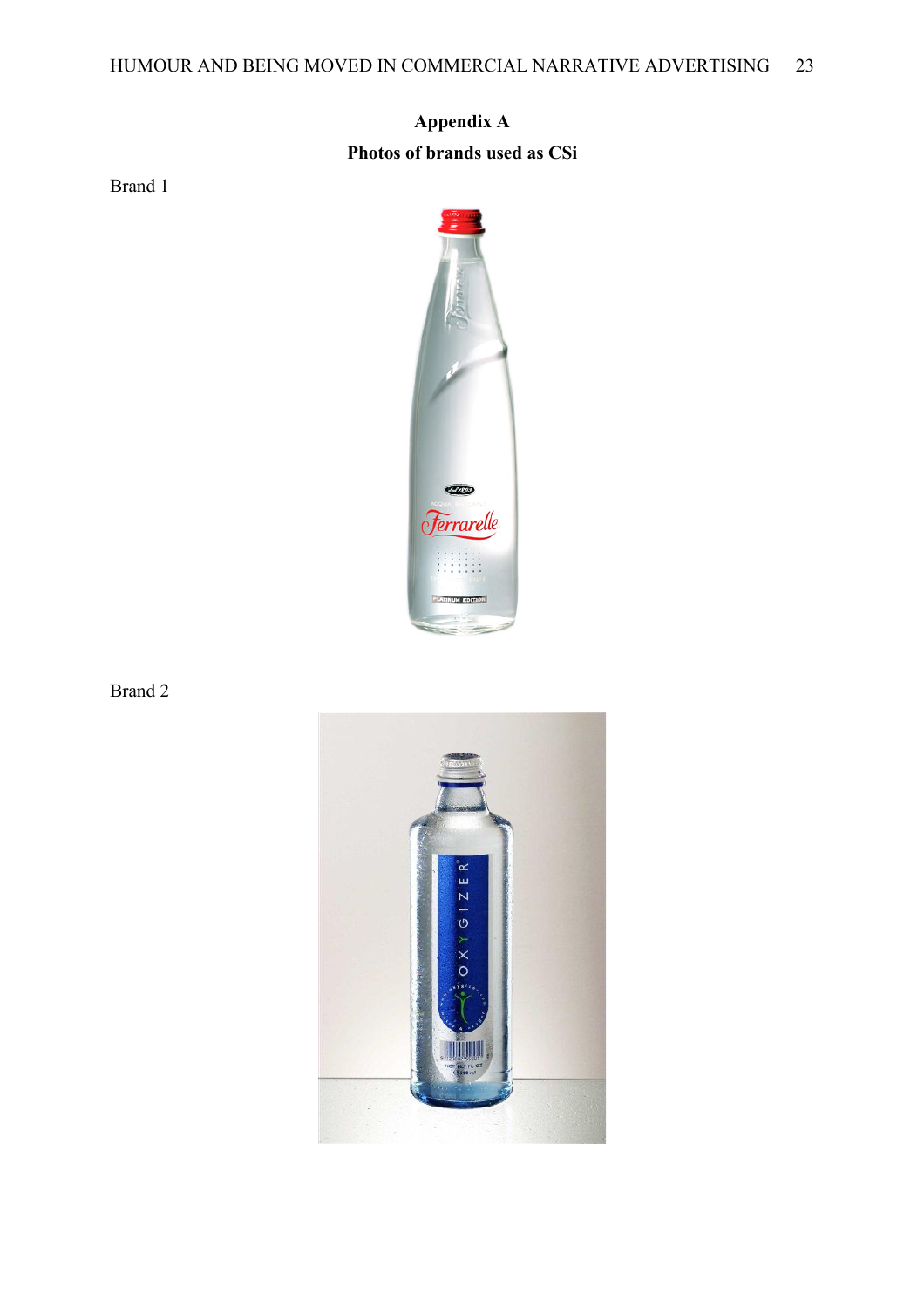# Appendix A

## Photos of brands used as CSi

Brand 1

Brand 2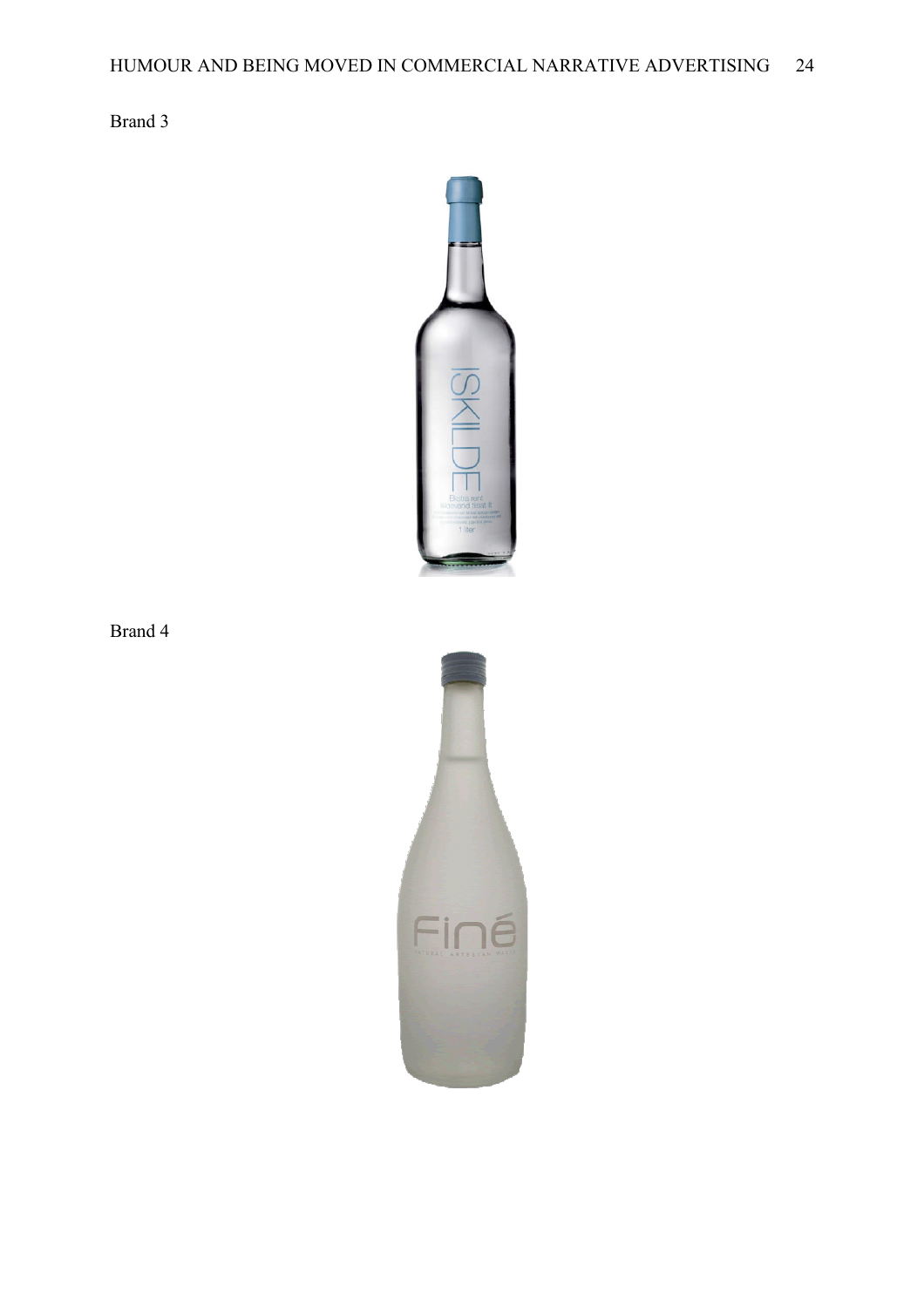Brand 3

Brand 4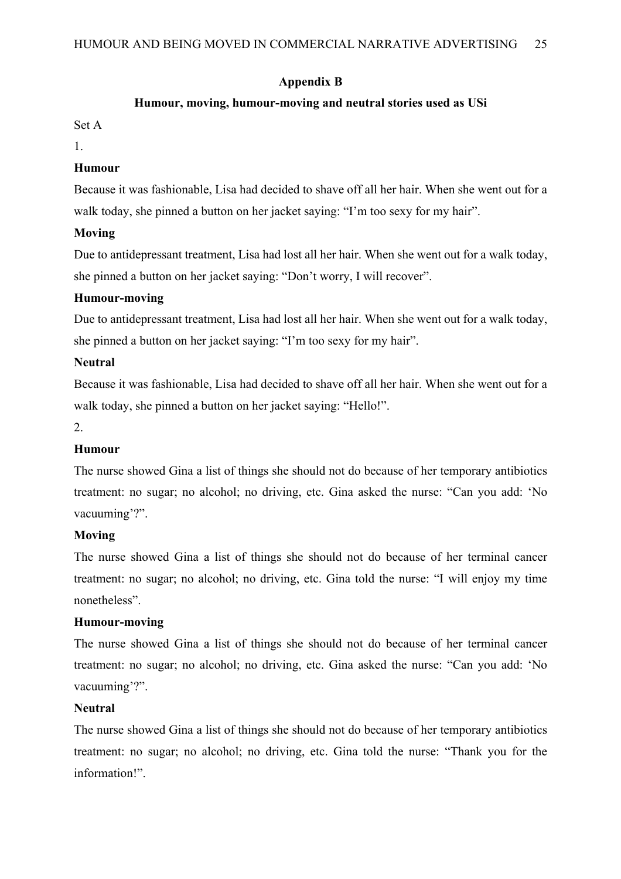## Appendix B

### Humour, moving, humour-moving and neutral stories used as USi

Set A

1.

**Humour**

Because it was fashionable, Lisa had decided to shave off all her hair. When she went out for a walk today, she pinned a button on her jacket saying: “I’m too sexy for my hair”.

**Moving**

Due to antidepressant treatment, Lisa had lost all her hair. When she went out for a walk today, she pinned a button on her jacket saying: “Don’t worry, I will recover”.

**Humour-moving**

Due to antidepressant treatment, Lisa had lost all her hair. When she went out for a walk today, she pinned a button on her jacket saying: “I’m too sexy for my hair”.

**Neutral**

Because it was fashionable, Lisa had decided to shave off all her hair. When she went out for a walk today, she pinned a button on her jacket saying: “Hello!”.

2.

**Humour**

The nurse showed Gina a list of things she should not do because of her temporary antibiotics treatment: no sugar; no alcohol; no driving, etc. Gina asked the nurse: “Can you add: ‘No vacuuming’?”.

**Moving**

The nurse showed Gina a list of things she should not do because of her terminal cancer treatment: no sugar; no alcohol; no driving, etc. Gina told the nurse: “I will enjoy my time nonetheless”.

**Humour-moving**

The nurse showed Gina a list of things she should not do because of her terminal cancer treatment: no sugar; no alcohol; no driving, etc. Gina asked the nurse: “Can you add: ‘No vacuuming’?”.

**Neutral**

The nurse showed Gina a list of things she should not do because of her temporary antibiotics treatment: no sugar; no alcohol; no driving, etc. Gina told the nurse: “Thank you for the information!”.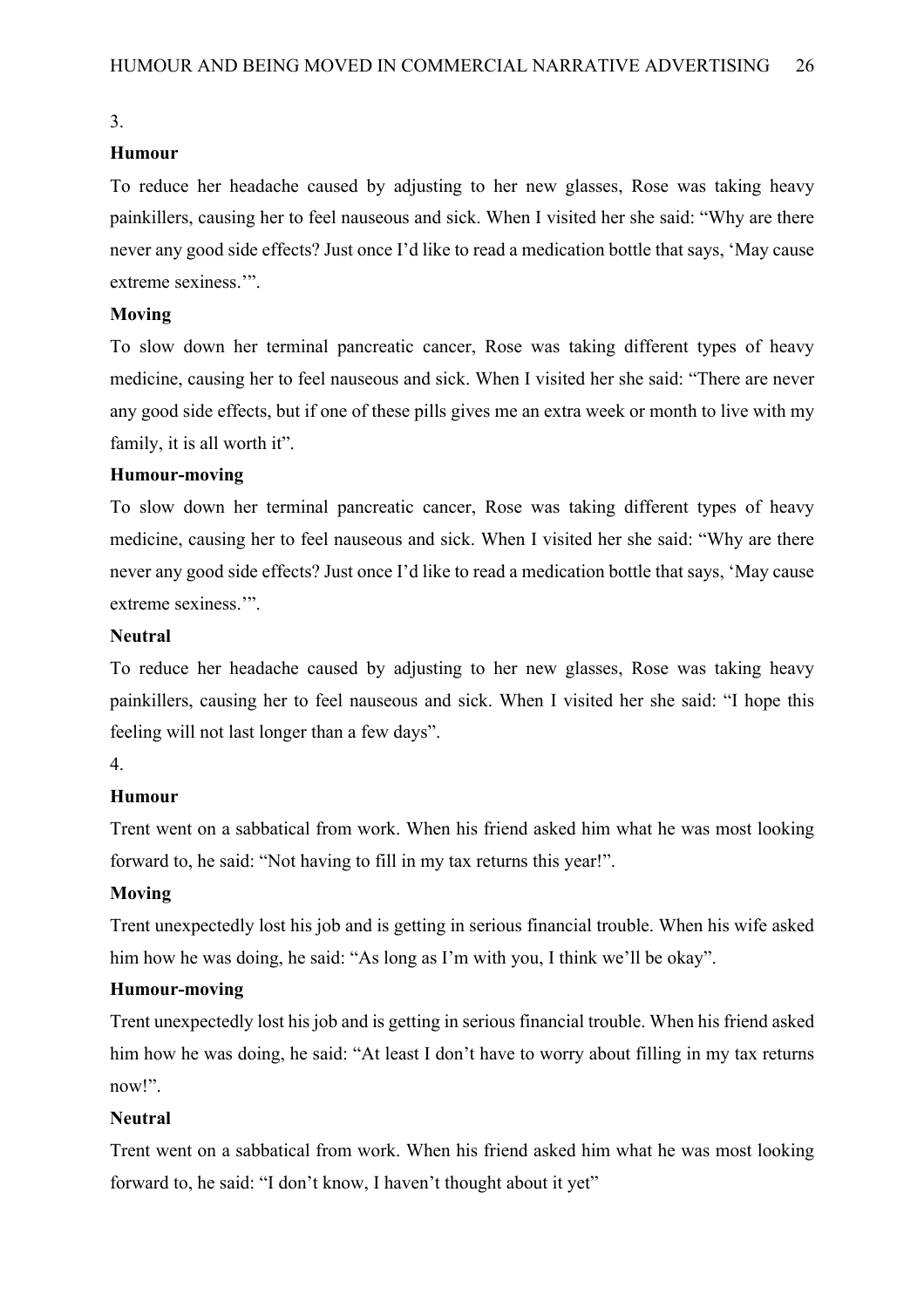3.

**Humour**

To reduce her headache caused by adjusting to her new glasses, Rose was taking heavy painkillers, causing her to feel nauseous and sick. When I visited her she said: "Why are there never any good side effects? Just once I'd like to read a medication bottle that says, 'May cause extreme sexiness.'".

**Moving**

To slow down her terminal pancreatic cancer, Rose was taking different types of heavy medicine, causing her to feel nauseous and sick. When I visited her she said: "There are never any good side effects, but if one of these pills gives me an extra week or month to live with my family, it is all worth it".

**Humour-moving**

To slow down her terminal pancreatic cancer, Rose was taking different types of heavy medicine, causing her to feel nauseous and sick. When I visited her she said: "Why are there never any good side effects? Just once I'd like to read a medication bottle that says, 'May cause extreme sexiness.'".

**Neutral**

To reduce her headache caused by adjusting to her new glasses, Rose was taking heavy painkillers, causing her to feel nauseous and sick. When I visited her she said: "I hope this feeling will not last longer than a few days".

4.

**Humour**

Trent went on a sabbatical from work. When his friend asked him what he was most looking forward to, he said: "Not having to fill in my tax returns this year!".

**Moving**

Trent unexpectedly lost his job and is getting in serious financial trouble. When his wife asked him how he was doing, he said: "As long as I'm with you, I think we'll be okay".

**Humour-moving**

Trent unexpectedly lost his job and is getting in serious financial trouble. When his friend asked him how he was doing, he said: "At least I don't have to worry about filling in my tax returns now!".

**Neutral**

Trent went on a sabbatical from work. When his friend asked him what he was most looking forward to, he said: "I don't know, I haven't thought about it yet"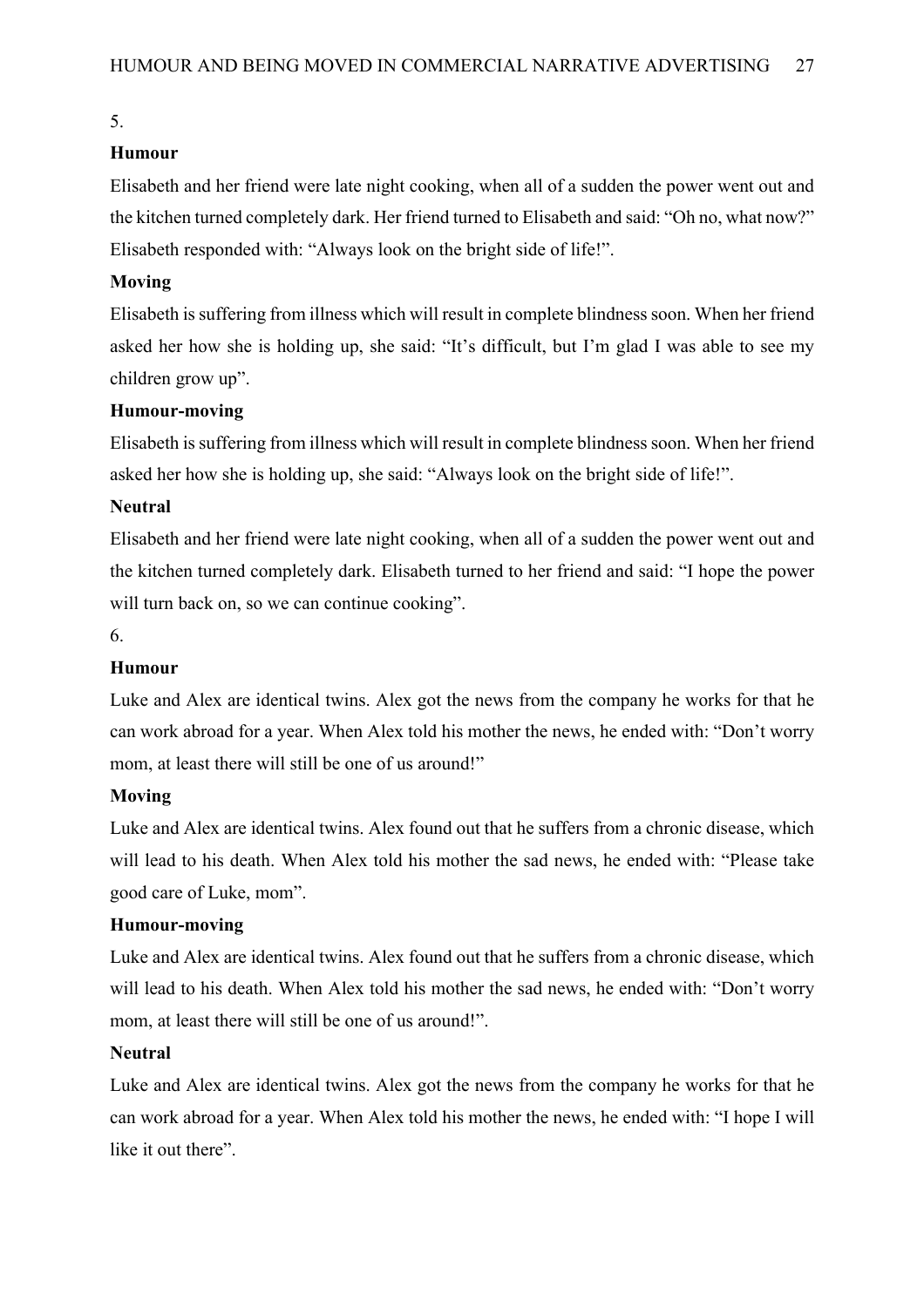5.

**Humour**

Elisabeth and her friend were late night cooking, when all of a sudden the power went out and the kitchen turned completely dark. Her friend turned to Elisabeth and said: "Oh no, what now?" Elisabeth responded with: "Always look on the bright side of life!".

**Moving**

Elisabeth is suffering from illness which will result in complete blindness soon. When her friend asked her how she is holding up, she said: "It's difficult, but I'm glad I was able to see my children grow up".

**Humour-moving**

Elisabeth is suffering from illness which will result in complete blindness soon. When her friend asked her how she is holding up, she said: "Always look on the bright side of life!".

**Neutral**

Elisabeth and her friend were late night cooking, when all of a sudden the power went out and the kitchen turned completely dark. Elisabeth turned to her friend and said: "I hope the power will turn back on, so we can continue cooking".

6.

**Humour**

Luke and Alex are identical twins. Alex got the news from the company he works for that he can work abroad for a year. When Alex told his mother the news, he ended with: "Don't worry mom, at least there will still be one of us around!"

**Moving**

Luke and Alex are identical twins. Alex found out that he suffers from a chronic disease, which will lead to his death. When Alex told his mother the sad news, he ended with: "Please take good care of Luke, mom".

**Humour-moving**

Luke and Alex are identical twins. Alex found out that he suffers from a chronic disease, which will lead to his death. When Alex told his mother the sad news, he ended with: "Don't worry mom, at least there will still be one of us around!".

**Neutral**

Luke and Alex are identical twins. Alex got the news from the company he works for that he can work abroad for a year. When Alex told his mother the news, he ended with: "I hope I will like it out there".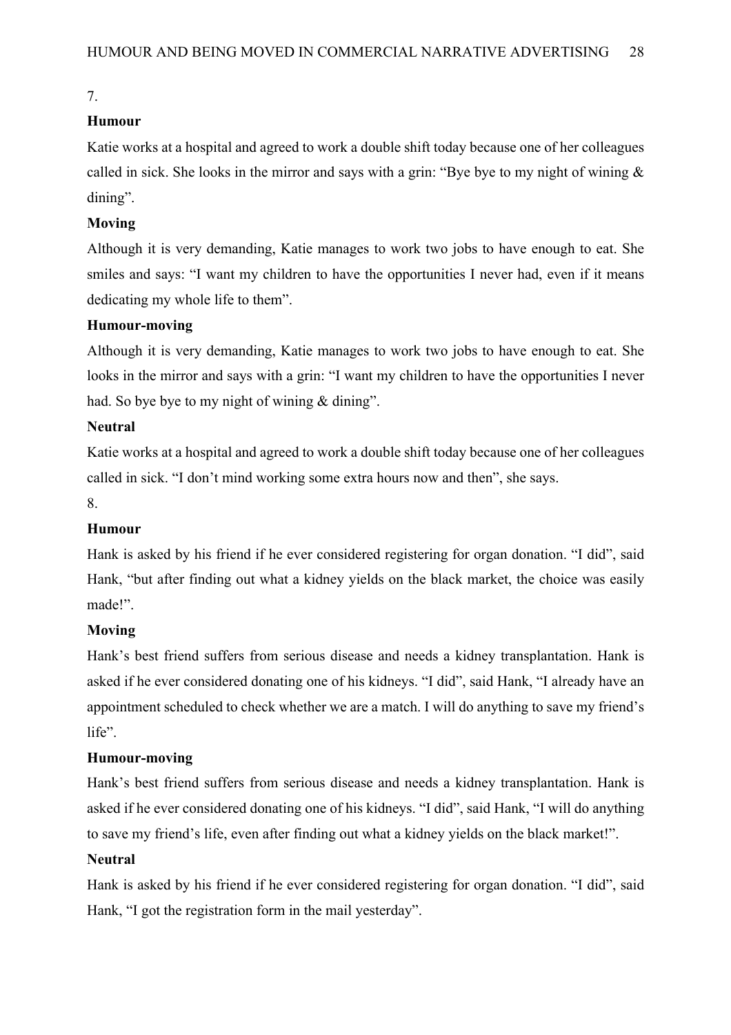7.

**Humour**

Katie works at a hospital and agreed to work a double shift today because one of her colleagues called in sick. She looks in the mirror and says with a grin: “Bye bye to my night of wining & dining”.

**Moving**

Although it is very demanding, Katie manages to work two jobs to have enough to eat. She smiles and says: “I want my children to have the opportunities I never had, even if it means dedicating my whole life to them”.

**Humour-moving**

Although it is very demanding, Katie manages to work two jobs to have enough to eat. She looks in the mirror and says with a grin: “I want my children to have the opportunities I never had. So bye bye to my night of wining & dining”.

**Neutral**

Katie works at a hospital and agreed to work a double shift today because one of her colleagues called in sick. “I don’t mind working some extra hours now and then”, she says.

8.

**Humour**

Hank is asked by his friend if he ever considered registering for organ donation. “I did”, said Hank, “but after finding out what a kidney yields on the black market, the choice was easily made!”.

**Moving**

Hank’s best friend suffers from serious disease and needs a kidney transplantation. Hank is asked if he ever considered donating one of his kidneys. “I did”, said Hank, “I already have an appointment scheduled to check whether we are a match. I will do anything to save my friend’s life”.

**Humour-moving**

Hank’s best friend suffers from serious disease and needs a kidney transplantation. Hank is asked if he ever considered donating one of his kidneys. “I did”, said Hank, “I will do anything to save my friend’s life, even after finding out what a kidney yields on the black market!”.

**Neutral**

Hank is asked by his friend if he ever considered registering for organ donation. “I did”, said Hank, “I got the registration form in the mail yesterday”.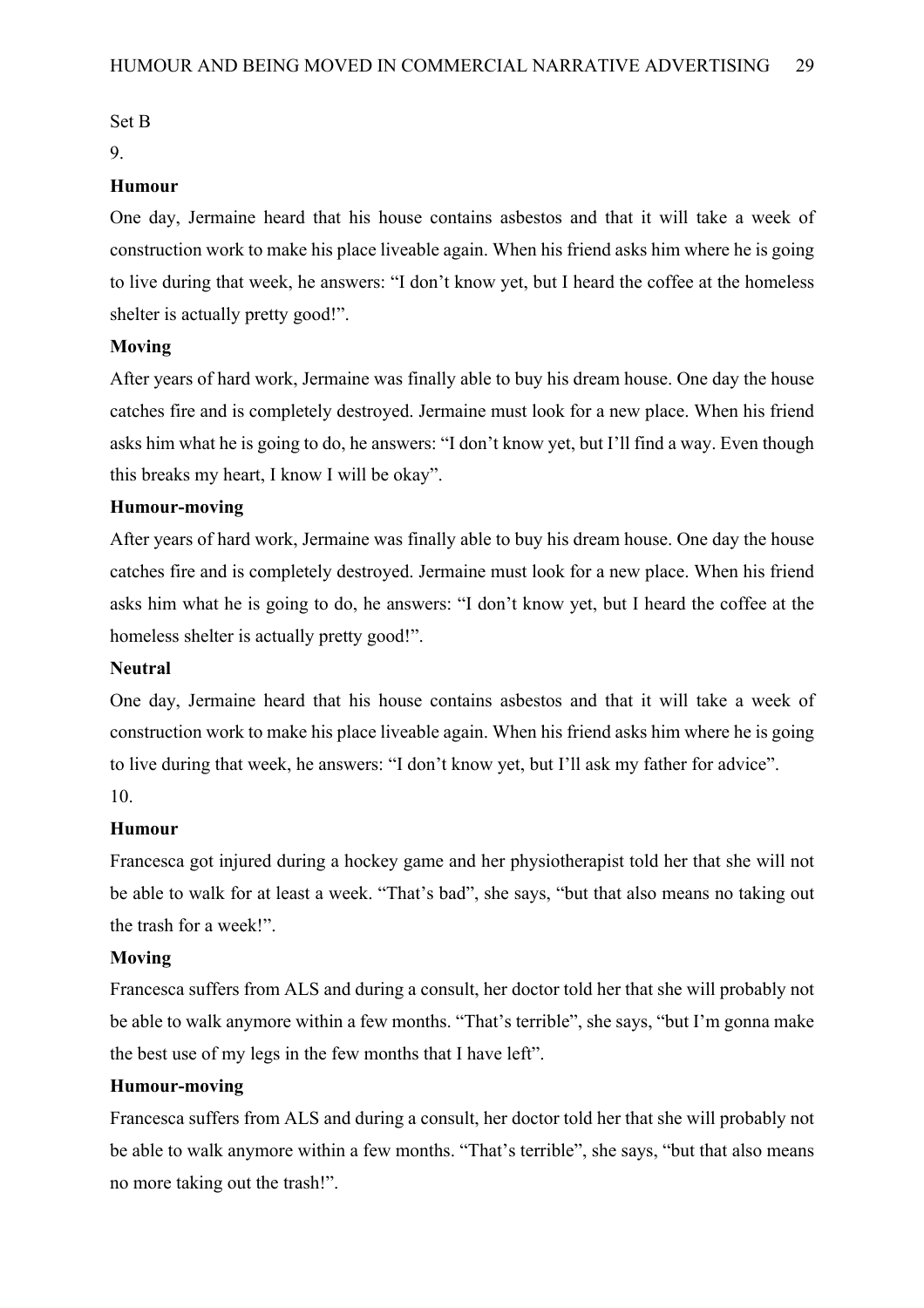Set B

9.

**Humour**

One day, Jermaine heard that his house contains asbestos and that it will take a week of construction work to make his place liveable again. When his friend asks him where he is going to live during that week, he answers: “I don’t know yet, but I heard the coffee at the homeless shelter is actually pretty good!”.

**Moving**

After years of hard work, Jermaine was finally able to buy his dream house. One day the house catches fire and is completely destroyed. Jermaine must look for a new place. When his friend asks him what he is going to do, he answers: “I don’t know yet, but I’ll find a way. Even though this breaks my heart, I know I will be okay”.

**Humour-moving**

After years of hard work, Jermaine was finally able to buy his dream house. One day the house catches fire and is completely destroyed. Jermaine must look for a new place. When his friend asks him what he is going to do, he answers: “I don’t know yet, but I heard the coffee at the homeless shelter is actually pretty good!”.

**Neutral**

One day, Jermaine heard that his house contains asbestos and that it will take a week of construction work to make his place liveable again. When his friend asks him where he is going to live during that week, he answers: “I don’t know yet, but I’ll ask my father for advice”.

10.

**Humour**

Francesca got injured during a hockey game and her physiotherapist told her that she will not be able to walk for at least a week. “That’s bad”, she says, “but that also means no taking out the trash for a week!”.

**Moving**

Francesca suffers from ALS and during a consult, her doctor told her that she will probably not be able to walk anymore within a few months. “That’s terrible”, she says, “but I’m gonna make the best use of my legs in the few months that I have left”.

**Humour-moving**

Francesca suffers from ALS and during a consult, her doctor told her that she will probably not be able to walk anymore within a few months. “That’s terrible”, she says, “but that also means no more taking out the trash!”.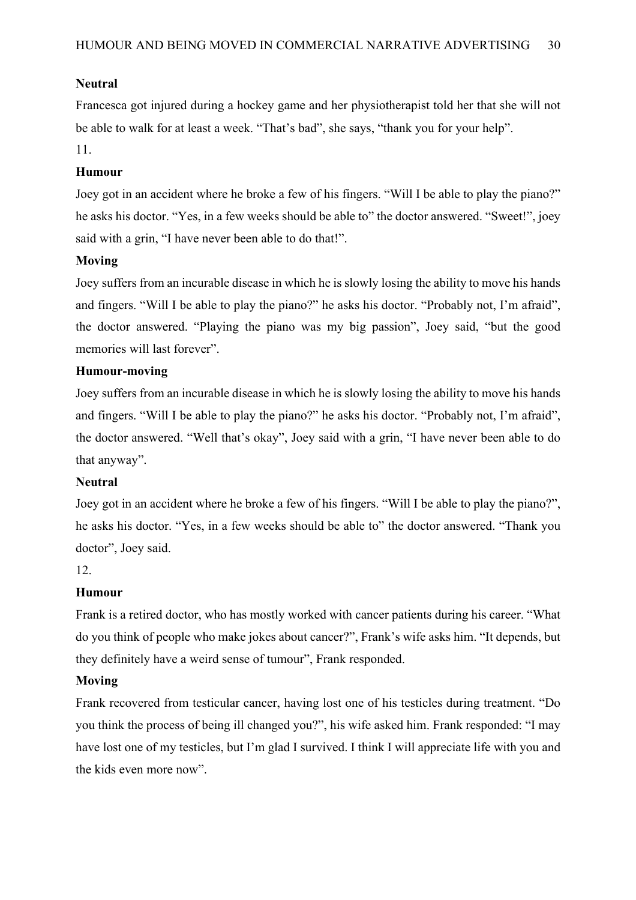**Neutral**

Francesca got injured during a hockey game and her physiotherapist told her that she will not be able to walk for at least a week. “That’s bad”, she says, “thank you for your help”.

11.

**Humour**

Joey got in an accident where he broke a few of his fingers. “Will I be able to play the piano?” he asks his doctor. “Yes, in a few weeks should be able to” the doctor answered. “Sweet!”, joey said with a grin, “I have never been able to do that!”.

**Moving**

Joey suffers from an incurable disease in which he is slowly losing the ability to move his hands and fingers. “Will I be able to play the piano?” he asks his doctor. “Probably not, I’m afraid”, the doctor answered. “Playing the piano was my big passion”, Joey said, “but the good memories will last forever”.

**Humour-moving**

Joey suffers from an incurable disease in which he is slowly losing the ability to move his hands and fingers. “Will I be able to play the piano?” he asks his doctor. “Probably not, I’m afraid”, the doctor answered. “Well that’s okay”, Joey said with a grin, “I have never been able to do that anyway”.

**Neutral**

Joey got in an accident where he broke a few of his fingers. “Will I be able to play the piano?”, he asks his doctor. “Yes, in a few weeks should be able to” the doctor answered. “Thank you doctor”, Joey said.

12.

**Humour**

Frank is a retired doctor, who has mostly worked with cancer patients during his career. “What do you think of people who make jokes about cancer?”, Frank’s wife asks him. “It depends, but they definitely have a weird sense of tumour”, Frank responded.

**Moving**

Frank recovered from testicular cancer, having lost one of his testicles during treatment. “Do you think the process of being ill changed you?”, his wife asked him. Frank responded: “I may have lost one of my testicles, but I’m glad I survived. I think I will appreciate life with you and the kids even more now”.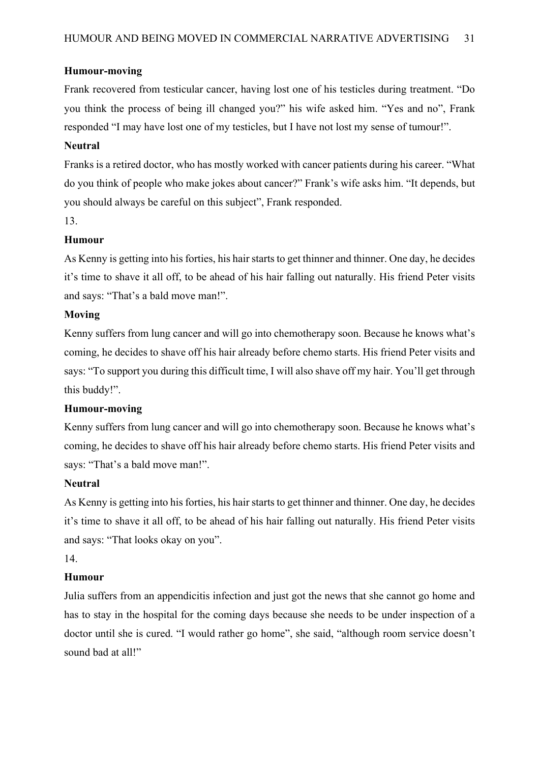**Humour-moving**

Frank recovered from testicular cancer, having lost one of his testicles during treatment. "Do you think the process of being ill changed you?" his wife asked him. "Yes and no", Frank responded "I may have lost one of my testicles, but I have not lost my sense of tumour!".

**Neutral**

Franks is a retired doctor, who has mostly worked with cancer patients during his career. "What do you think of people who make jokes about cancer?" Frank's wife asks him. "It depends, but you should always be careful on this subject", Frank responded.

13.

**Humour**

As Kenny is getting into his forties, his hair starts to get thinner and thinner. One day, he decides it's time to shave it all off, to be ahead of his hair falling out naturally. His friend Peter visits and says: "That's a bald move man!".

**Moving**

Kenny suffers from lung cancer and will go into chemotherapy soon. Because he knows what's coming, he decides to shave off his hair already before chemo starts. His friend Peter visits and says: "To support you during this difficult time, I will also shave off my hair. You'll get through this buddy!".

**Humour-moving**

Kenny suffers from lung cancer and will go into chemotherapy soon. Because he knows what's coming, he decides to shave off his hair already before chemo starts. His friend Peter visits and says: "That's a bald move man!".

**Neutral**

As Kenny is getting into his forties, his hair starts to get thinner and thinner. One day, he decides it's time to shave it all off, to be ahead of his hair falling out naturally. His friend Peter visits and says: "That looks okay on you".

14.

**Humour**

Julia suffers from an appendicitis infection and just got the news that she cannot go home and has to stay in the hospital for the coming days because she needs to be under inspection of a doctor until she is cured. "I would rather go home", she said, "although room service doesn't sound bad at all!"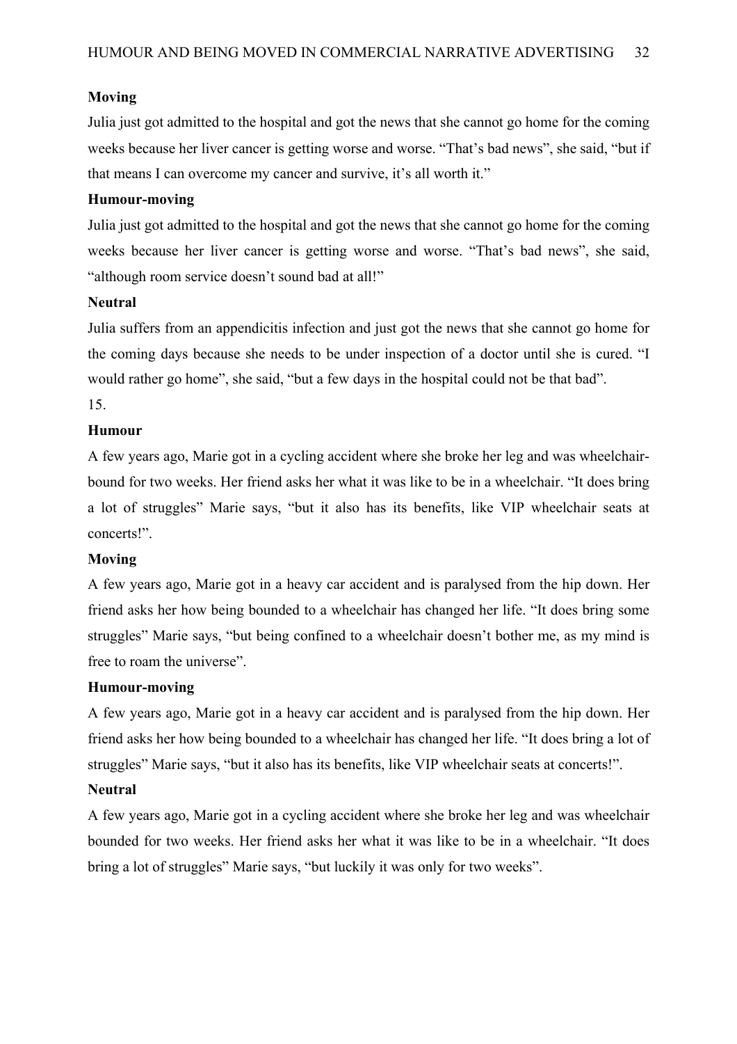**Moving**

Julia just got admitted to the hospital and got the news that she cannot go home for the coming weeks because her liver cancer is getting worse and worse. "That's bad news", she said, "but if that means I can overcome my cancer and survive, it's all worth it."

**Humour-moving**

Julia just got admitted to the hospital and got the news that she cannot go home for the coming weeks because her liver cancer is getting worse and worse. "That's bad news", she said, "although room service doesn't sound bad at all!"

**Neutral**

Julia suffers from an appendicitis infection and just got the news that she cannot go home for the coming days because she needs to be under inspection of a doctor until she is cured. "I would rather go home", she said, "but a few days in the hospital could not be that bad".

15.

**Humour**

A few years ago, Marie got in a cycling accident where she broke her leg and was wheelchair-bound for two weeks. Her friend asks her what it was like to be in a wheelchair. "It does bring a lot of struggles" Marie says, "but it also has its benefits, like VIP wheelchair seats at concerts!".

**Moving**

A few years ago, Marie got in a heavy car accident and is paralysed from the hip down. Her friend asks her how being bounded to a wheelchair has changed her life. "It does bring some struggles" Marie says, "but being confined to a wheelchair doesn't bother me, as my mind is free to roam the universe".

**Humour-moving**

A few years ago, Marie got in a heavy car accident and is paralysed from the hip down. Her friend asks her how being bounded to a wheelchair has changed her life. "It does bring a lot of struggles" Marie says, "but it also has its benefits, like VIP wheelchair seats at concerts!".

**Neutral**

A few years ago, Marie got in a cycling accident where she broke her leg and was wheelchair bounded for two weeks. Her friend asks her what it was like to be in a wheelchair. "It does bring a lot of struggles" Marie says, "but luckily it was only for two weeks".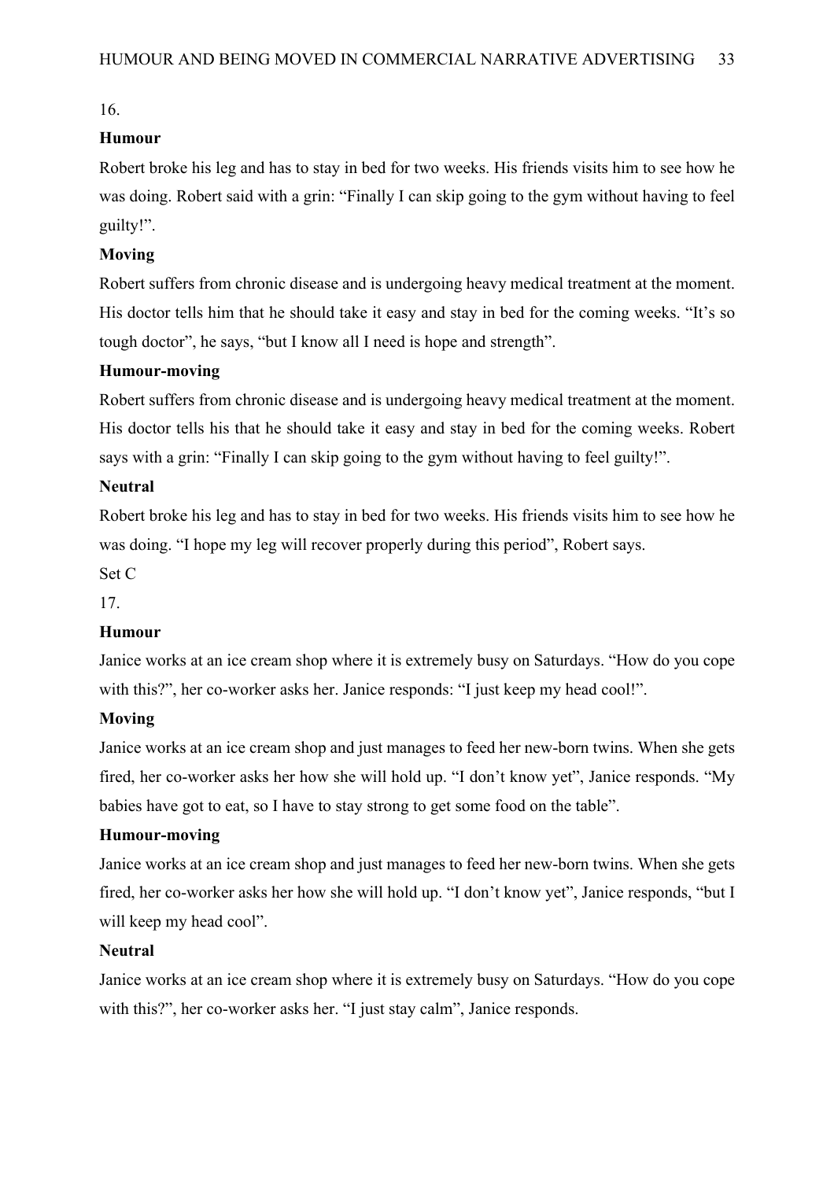16.

**Humour**

Robert broke his leg and has to stay in bed for two weeks. His friends visits him to see how he was doing. Robert said with a grin: “Finally I can skip going to the gym without having to feel guilty!”.

**Moving**

Robert suffers from chronic disease and is undergoing heavy medical treatment at the moment. His doctor tells him that he should take it easy and stay in bed for the coming weeks. “It’s so tough doctor”, he says, “but I know all I need is hope and strength”.

**Humour-moving**

Robert suffers from chronic disease and is undergoing heavy medical treatment at the moment. His doctor tells his that he should take it easy and stay in bed for the coming weeks. Robert says with a grin: “Finally I can skip going to the gym without having to feel guilty!”.

**Neutral**

Robert broke his leg and has to stay in bed for two weeks. His friends visits him to see how he was doing. “I hope my leg will recover properly during this period”, Robert says.

Set C

17.

**Humour**

Janice works at an ice cream shop where it is extremely busy on Saturdays. “How do you cope with this?”, her co-worker asks her. Janice responds: “I just keep my head cool!”.

**Moving**

Janice works at an ice cream shop and just manages to feed her new-born twins. When she gets fired, her co-worker asks her how she will hold up. “I don’t know yet”, Janice responds. “My babies have got to eat, so I have to stay strong to get some food on the table”.

**Humour-moving**

Janice works at an ice cream shop and just manages to feed her new-born twins. When she gets fired, her co-worker asks her how she will hold up. “I don’t know yet”, Janice responds, “but I will keep my head cool”.

**Neutral**

Janice works at an ice cream shop where it is extremely busy on Saturdays. “How do you cope with this?”, her co-worker asks her. “I just stay calm”, Janice responds.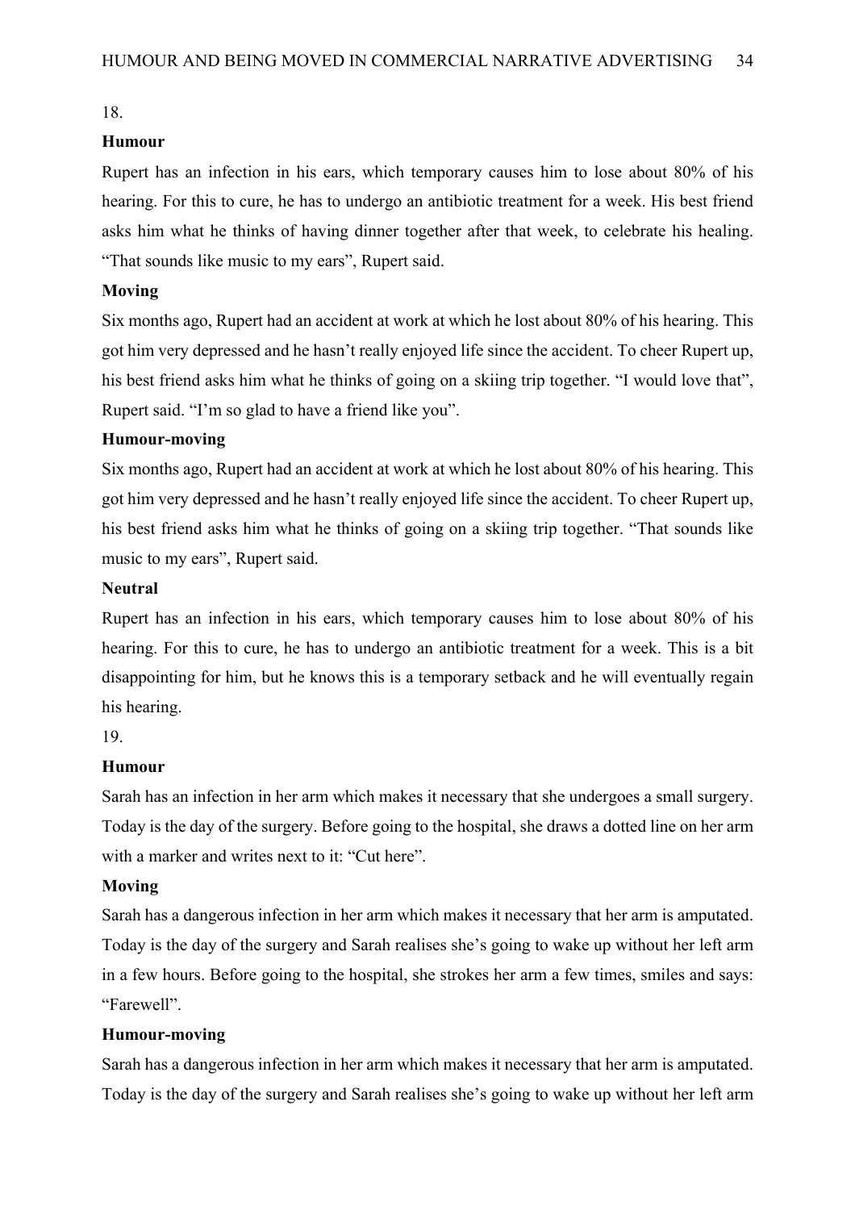18.

**Humour**

Rupert has an infection in his ears, which temporary causes him to lose about 80% of his hearing. For this to cure, he has to undergo an antibiotic treatment for a week. His best friend asks him what he thinks of having dinner together after that week, to celebrate his healing. “That sounds like music to my ears”, Rupert said.

**Moving**

Six months ago, Rupert had an accident at work at which he lost about 80% of his hearing. This got him very depressed and he hasn’t really enjoyed life since the accident. To cheer Rupert up, his best friend asks him what he thinks of going on a skiing trip together. “I would love that”, Rupert said. “I’m so glad to have a friend like you”.

**Humour-moving**

Six months ago, Rupert had an accident at work at which he lost about 80% of his hearing. This got him very depressed and he hasn’t really enjoyed life since the accident. To cheer Rupert up, his best friend asks him what he thinks of going on a skiing trip together. “That sounds like music to my ears”, Rupert said.

**Neutral**

Rupert has an infection in his ears, which temporary causes him to lose about 80% of his hearing. For this to cure, he has to undergo an antibiotic treatment for a week. This is a bit disappointing for him, but he knows this is a temporary setback and he will eventually regain his hearing.

19.

**Humour**

Sarah has an infection in her arm which makes it necessary that she undergoes a small surgery. Today is the day of the surgery. Before going to the hospital, she draws a dotted line on her arm with a marker and writes next to it: “Cut here”.

**Moving**

Sarah has a dangerous infection in her arm which makes it necessary that her arm is amputated. Today is the day of the surgery and Sarah realises she’s going to wake up without her left arm in a few hours. Before going to the hospital, she strokes her arm a few times, smiles and says: “Farewell”.

**Humour-moving**

Sarah has a dangerous infection in her arm which makes it necessary that her arm is amputated. Today is the day of the surgery and Sarah realises she’s going to wake up without her left arm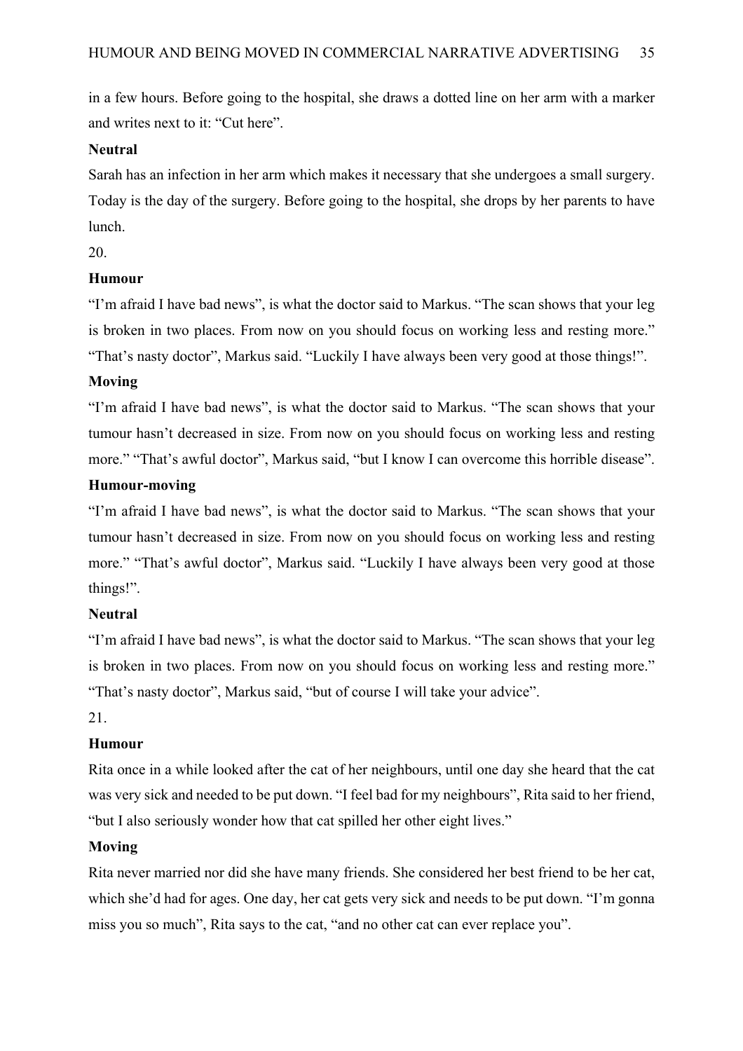in a few hours. Before going to the hospital, she draws a dotted line on her arm with a marker and writes next to it: “Cut here”.

**Neutral**

Sarah has an infection in her arm which makes it necessary that she undergoes a small surgery. Today is the day of the surgery. Before going to the hospital, she drops by her parents to have lunch.

20.

**Humour**

“I’m afraid I have bad news”, is what the doctor said to Markus. “The scan shows that your leg is broken in two places. From now on you should focus on working less and resting more.” “That’s nasty doctor”, Markus said. “Luckily I have always been very good at those things!”.

**Moving**

“I’m afraid I have bad news”, is what the doctor said to Markus. “The scan shows that your tumour hasn’t decreased in size. From now on you should focus on working less and resting more.” “That’s awful doctor”, Markus said, “but I know I can overcome this horrible disease”.

**Humour-moving**

“I’m afraid I have bad news”, is what the doctor said to Markus. “The scan shows that your tumour hasn’t decreased in size. From now on you should focus on working less and resting more.” “That’s awful doctor”, Markus said. “Luckily I have always been very good at those things!”.

**Neutral**

“I’m afraid I have bad news”, is what the doctor said to Markus. “The scan shows that your leg is broken in two places. From now on you should focus on working less and resting more.” “That’s nasty doctor”, Markus said, “but of course I will take your advice”.

21.

**Humour**

Rita once in a while looked after the cat of her neighbours, until one day she heard that the cat was very sick and needed to be put down. “I feel bad for my neighbours”, Rita said to her friend, “but I also seriously wonder how that cat spilled her other eight lives.”

**Moving**

Rita never married nor did she have many friends. She considered her best friend to be her cat, which she’d had for ages. One day, her cat gets very sick and needs to be put down. “I’m gonna miss you so much”, Rita says to the cat, “and no other cat can ever replace you”.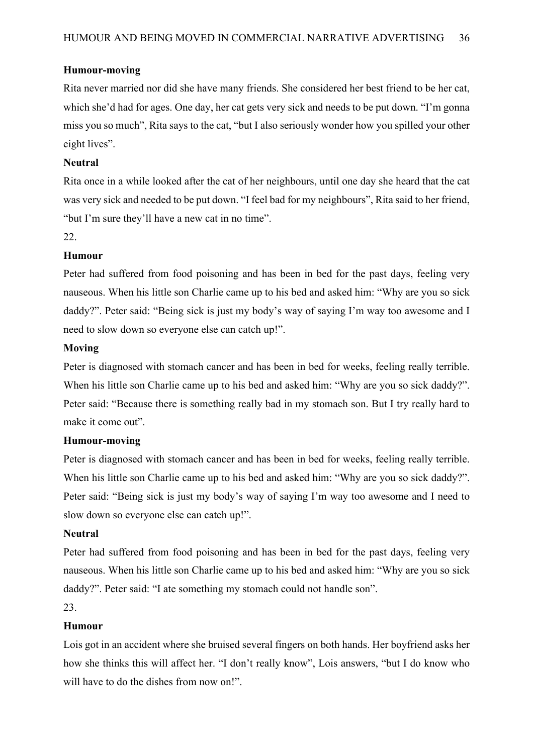**Humour-moving**

Rita never married nor did she have many friends. She considered her best friend to be her cat, which she'd had for ages. One day, her cat gets very sick and needs to be put down. "I'm gonna miss you so much", Rita says to the cat, "but I also seriously wonder how you spilled your other eight lives".

**Neutral**

Rita once in a while looked after the cat of her neighbours, until one day she heard that the cat was very sick and needed to be put down. "I feel bad for my neighbours", Rita said to her friend, "but I'm sure they'll have a new cat in no time".

22.

**Humour**

Peter had suffered from food poisoning and has been in bed for the past days, feeling very nauseous. When his little son Charlie came up to his bed and asked him: "Why are you so sick daddy?". Peter said: "Being sick is just my body's way of saying I'm way too awesome and I need to slow down so everyone else can catch up!".

**Moving**

Peter is diagnosed with stomach cancer and has been in bed for weeks, feeling really terrible. When his little son Charlie came up to his bed and asked him: "Why are you so sick daddy?". Peter said: "Because there is something really bad in my stomach son. But I try really hard to make it come out".

**Humour-moving**

Peter is diagnosed with stomach cancer and has been in bed for weeks, feeling really terrible. When his little son Charlie came up to his bed and asked him: "Why are you so sick daddy?". Peter said: "Being sick is just my body's way of saying I'm way too awesome and I need to slow down so everyone else can catch up!".

**Neutral**

Peter had suffered from food poisoning and has been in bed for the past days, feeling very nauseous. When his little son Charlie came up to his bed and asked him: "Why are you so sick daddy?". Peter said: "I ate something my stomach could not handle son".

23.

**Humour**

Lois got in an accident where she bruised several fingers on both hands. Her boyfriend asks her how she thinks this will affect her. "I don't really know", Lois answers, "but I do know who will have to do the dishes from now on!".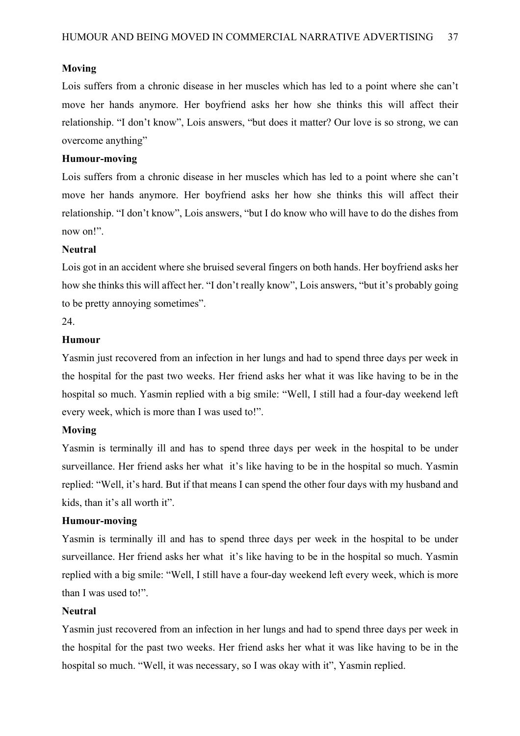**Moving**

Lois suffers from a chronic disease in her muscles which has led to a point where she can't move her hands anymore. Her boyfriend asks her how she thinks this will affect their relationship. "I don't know", Lois answers, "but does it matter? Our love is so strong, we can overcome anything"

**Humour-moving**

Lois suffers from a chronic disease in her muscles which has led to a point where she can't move her hands anymore. Her boyfriend asks her how she thinks this will affect their relationship. "I don't know", Lois answers, "but I do know who will have to do the dishes from now on!".

**Neutral**

Lois got in an accident where she bruised several fingers on both hands. Her boyfriend asks her how she thinks this will affect her. "I don't really know", Lois answers, "but it's probably going to be pretty annoying sometimes".

24.

**Humour**

Yasmin just recovered from an infection in her lungs and had to spend three days per week in the hospital for the past two weeks. Her friend asks her what it was like having to be in the hospital so much. Yasmin replied with a big smile: "Well, I still had a four-day weekend left every week, which is more than I was used to!".

**Moving**

Yasmin is terminally ill and has to spend three days per week in the hospital to be under surveillance. Her friend asks her what it's like having to be in the hospital so much. Yasmin replied: "Well, it's hard. But if that means I can spend the other four days with my husband and kids, than it's all worth it".

**Humour-moving**

Yasmin is terminally ill and has to spend three days per week in the hospital to be under surveillance. Her friend asks her what it's like having to be in the hospital so much. Yasmin replied with a big smile: "Well, I still have a four-day weekend left every week, which is more than I was used to!".

**Neutral**

Yasmin just recovered from an infection in her lungs and had to spend three days per week in the hospital for the past two weeks. Her friend asks her what it was like having to be in the hospital so much. "Well, it was necessary, so I was okay with it", Yasmin replied.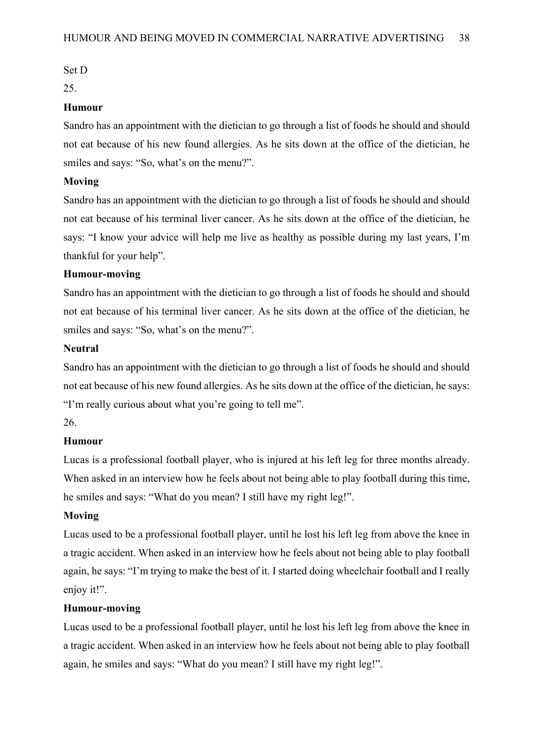Set D

25.

**Humour**

Sandro has an appointment with the dietician to go through a list of foods he should and should not eat because of his new found allergies. As he sits down at the office of the dietician, he smiles and says: "So, what's on the menu?".

**Moving**

Sandro has an appointment with the dietician to go through a list of foods he should and should not eat because of his terminal liver cancer. As he sits down at the office of the dietician, he says: "I know your advice will help me live as healthy as possible during my last years, I'm thankful for your help".

**Humour-moving**

Sandro has an appointment with the dietician to go through a list of foods he should and should not eat because of his terminal liver cancer. As he sits down at the office of the dietician, he smiles and says: "So, what's on the menu?".

**Neutral**

Sandro has an appointment with the dietician to go through a list of foods he should and should not eat because of his new found allergies. As he sits down at the office of the dietician, he says: "I'm really curious about what you're going to tell me".

26.

**Humour**

Lucas is a professional football player, who is injured at his left leg for three months already. When asked in an interview how he feels about not being able to play football during this time, he smiles and says: "What do you mean? I still have my right leg!".

**Moving**

Lucas used to be a professional football player, until he lost his left leg from above the knee in a tragic accident. When asked in an interview how he feels about not being able to play football again, he says: "I'm trying to make the best of it. I started doing wheelchair football and I really enjoy it!".

**Humour-moving**

Lucas used to be a professional football player, until he lost his left leg from above the knee in a tragic accident. When asked in an interview how he feels about not being able to play football again, he smiles and says: "What do you mean? I still have my right leg!".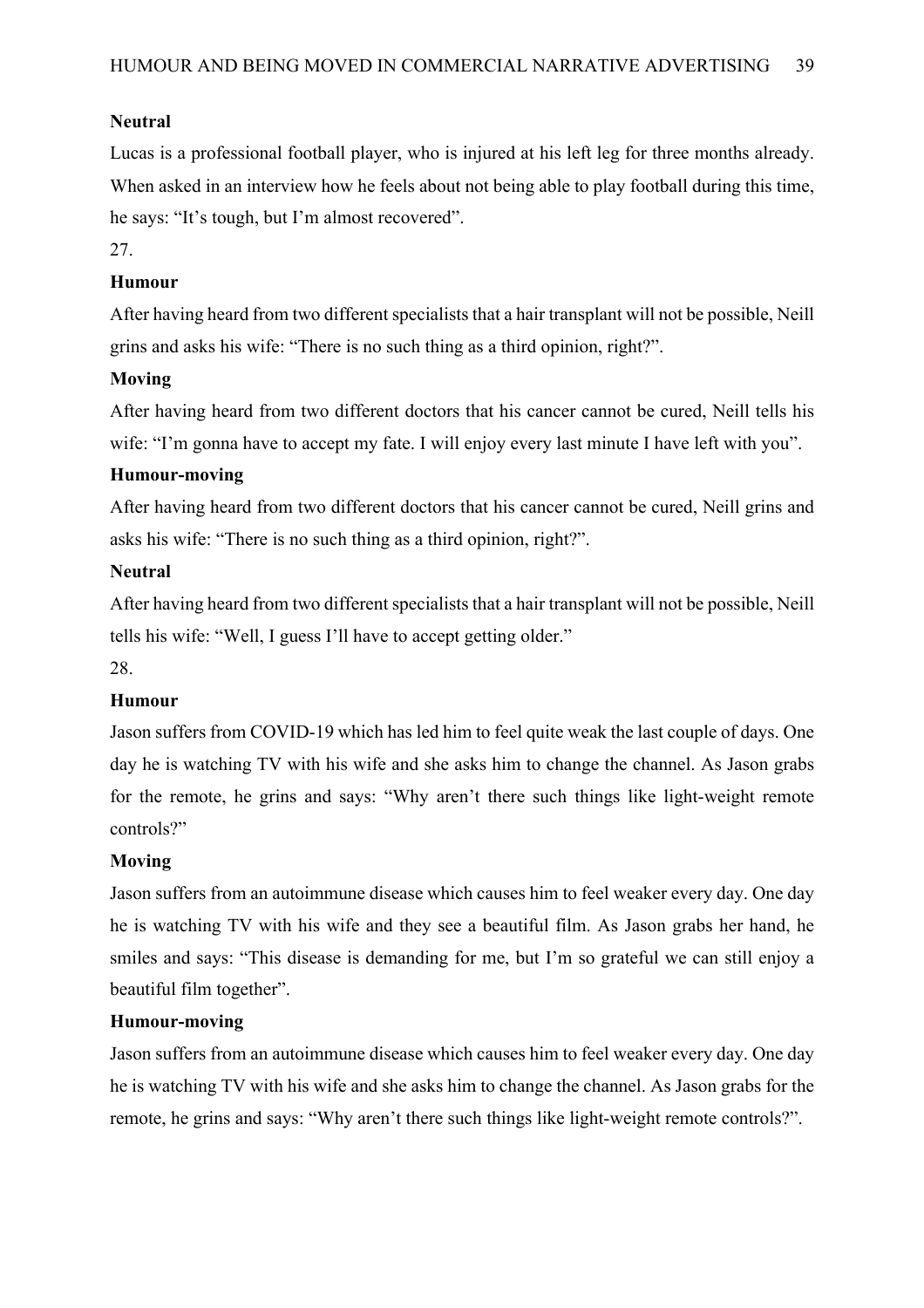**Neutral**

Lucas is a professional football player, who is injured at his left leg for three months already. When asked in an interview how he feels about not being able to play football during this time, he says: “It’s tough, but I’m almost recovered”.

27.

**Humour**

After having heard from two different specialists that a hair transplant will not be possible, Neill grins and asks his wife: “There is no such thing as a third opinion, right?”.

**Moving**

After having heard from two different doctors that his cancer cannot be cured, Neill tells his wife: “I’m gonna have to accept my fate. I will enjoy every last minute I have left with you”.

**Humour-moving**

After having heard from two different doctors that his cancer cannot be cured, Neill grins and asks his wife: “There is no such thing as a third opinion, right?”.

**Neutral**

After having heard from two different specialists that a hair transplant will not be possible, Neill tells his wife: “Well, I guess I’ll have to accept getting older.”

28.

**Humour**

Jason suffers from COVID-19 which has led him to feel quite weak the last couple of days. One day he is watching TV with his wife and she asks him to change the channel. As Jason grabs for the remote, he grins and says: “Why aren’t there such things like light-weight remote controls?”

**Moving**

Jason suffers from an autoimmune disease which causes him to feel weaker every day. One day he is watching TV with his wife and they see a beautiful film. As Jason grabs her hand, he smiles and says: “This disease is demanding for me, but I’m so grateful we can still enjoy a beautiful film together”.

**Humour-moving**

Jason suffers from an autoimmune disease which causes him to feel weaker every day. One day he is watching TV with his wife and she asks him to change the channel. As Jason grabs for the remote, he grins and says: “Why aren’t there such things like light-weight remote controls?”.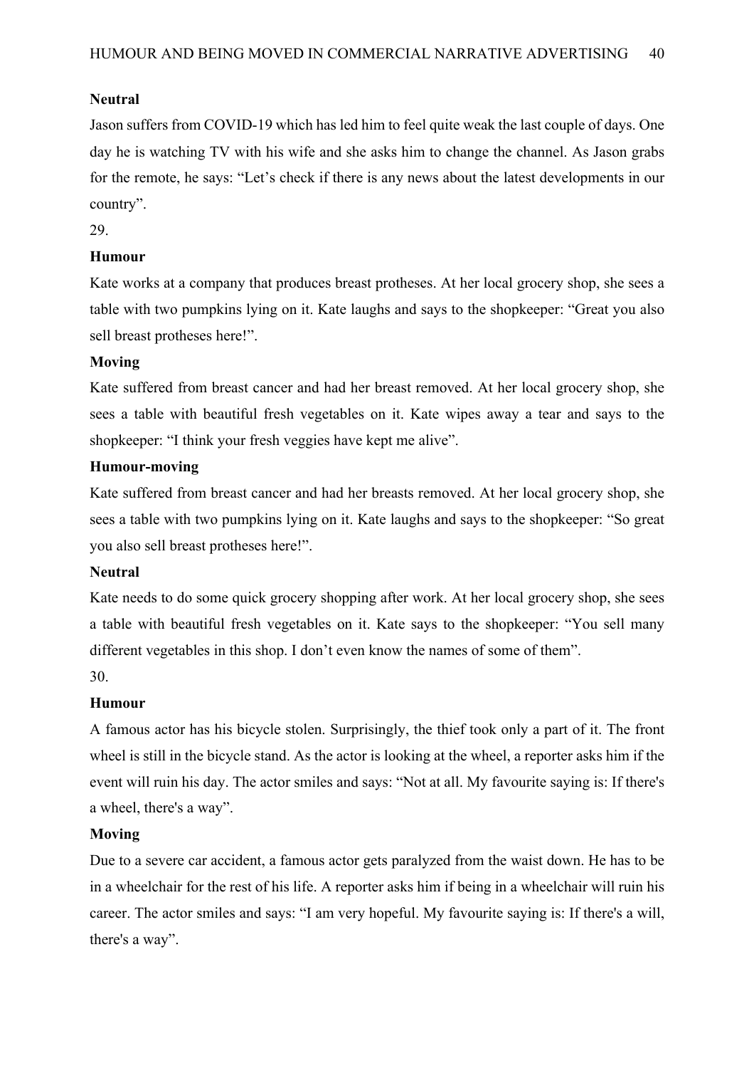**Neutral**

Jason suffers from COVID-19 which has led him to feel quite weak the last couple of days. One day he is watching TV with his wife and she asks him to change the channel. As Jason grabs for the remote, he says: "Let's check if there is any news about the latest developments in our country".

29.

**Humour**

Kate works at a company that produces breast protheses. At her local grocery shop, she sees a table with two pumpkins lying on it. Kate laughs and says to the shopkeeper: "Great you also sell breast protheses here!".

**Moving**

Kate suffered from breast cancer and had her breast removed. At her local grocery shop, she sees a table with beautiful fresh vegetables on it. Kate wipes away a tear and says to the shopkeeper: "I think your fresh veggies have kept me alive".

**Humour-moving**

Kate suffered from breast cancer and had her breasts removed. At her local grocery shop, she sees a table with two pumpkins lying on it. Kate laughs and says to the shopkeeper: "So great you also sell breast protheses here!".

**Neutral**

Kate needs to do some quick grocery shopping after work. At her local grocery shop, she sees a table with beautiful fresh vegetables on it. Kate says to the shopkeeper: "You sell many different vegetables in this shop. I don't even know the names of some of them".

30.

**Humour**

A famous actor has his bicycle stolen. Surprisingly, the thief took only a part of it. The front wheel is still in the bicycle stand. As the actor is looking at the wheel, a reporter asks him if the event will ruin his day. The actor smiles and says: "Not at all. My favourite saying is: If there's a wheel, there's a way".

**Moving**

Due to a severe car accident, a famous actor gets paralyzed from the waist down. He has to be in a wheelchair for the rest of his life. A reporter asks him if being in a wheelchair will ruin his career. The actor smiles and says: "I am very hopeful. My favourite saying is: If there's a will, there's a way".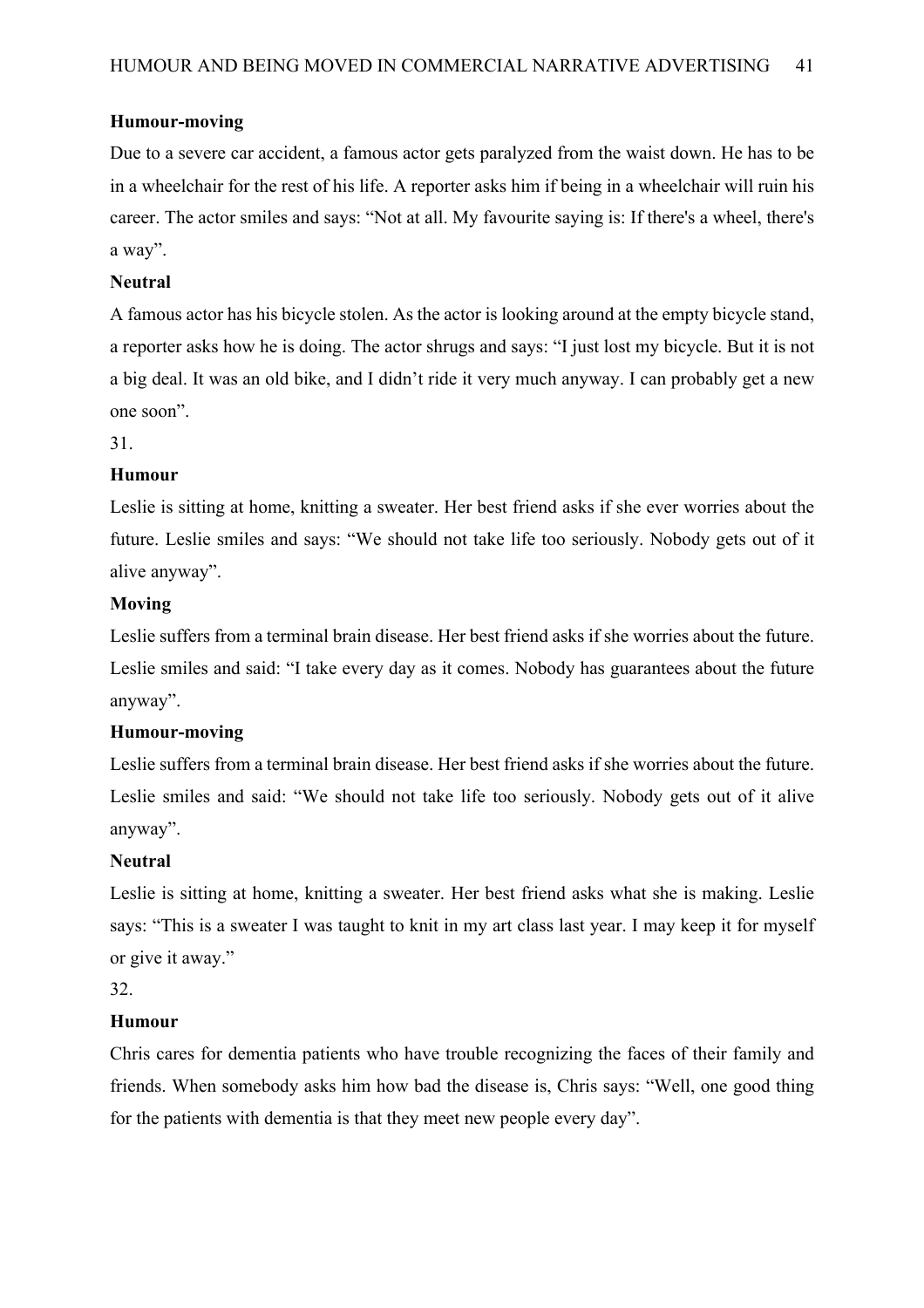**Humour-moving**

Due to a severe car accident, a famous actor gets paralyzed from the waist down. He has to be in a wheelchair for the rest of his life. A reporter asks him if being in a wheelchair will ruin his career. The actor smiles and says: "Not at all. My favourite saying is: If there's a wheel, there's a way".

**Neutral**

A famous actor has his bicycle stolen. As the actor is looking around at the empty bicycle stand, a reporter asks how he is doing. The actor shrugs and says: "I just lost my bicycle. But it is not a big deal. It was an old bike, and I didn't ride it very much anyway. I can probably get a new one soon".

31.

**Humour**

Leslie is sitting at home, knitting a sweater. Her best friend asks if she ever worries about the future. Leslie smiles and says: "We should not take life too seriously. Nobody gets out of it alive anyway".

**Moving**

Leslie suffers from a terminal brain disease. Her best friend asks if she worries about the future. Leslie smiles and said: "I take every day as it comes. Nobody has guarantees about the future anyway".

**Humour-moving**

Leslie suffers from a terminal brain disease. Her best friend asks if she worries about the future. Leslie smiles and said: "We should not take life too seriously. Nobody gets out of it alive anyway".

**Neutral**

Leslie is sitting at home, knitting a sweater. Her best friend asks what she is making. Leslie says: "This is a sweater I was taught to knit in my art class last year. I may keep it for myself or give it away."

32.

**Humour**

Chris cares for dementia patients who have trouble recognizing the faces of their family and friends. When somebody asks him how bad the disease is, Chris says: "Well, one good thing for the patients with dementia is that they meet new people every day".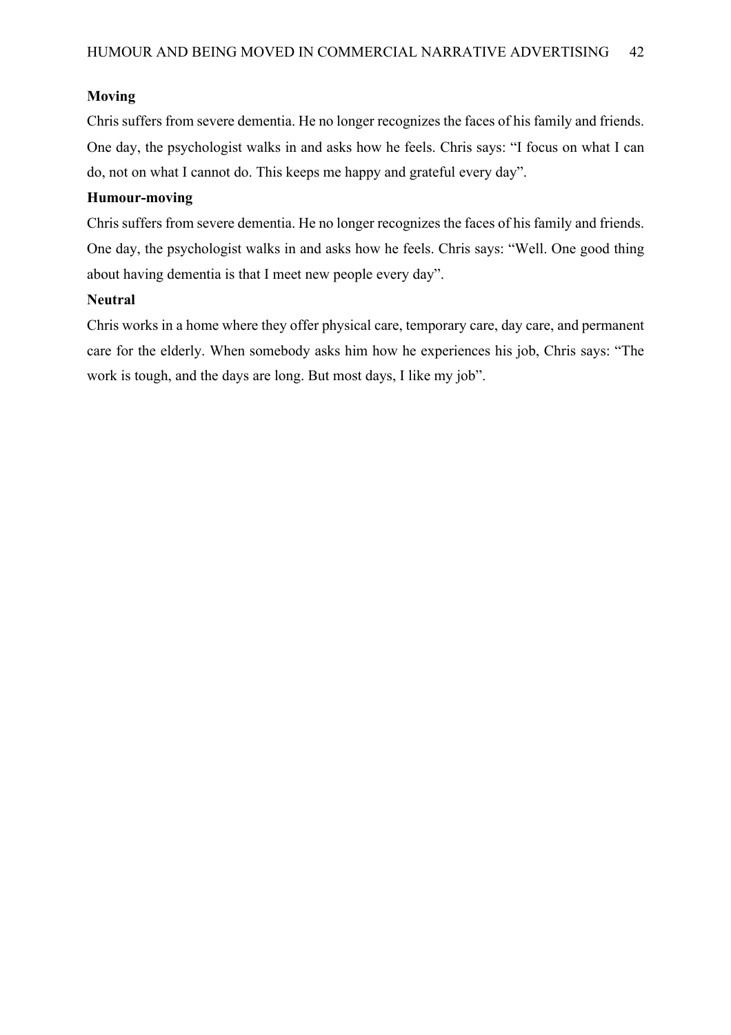**Moving**

Chris suffers from severe dementia. He no longer recognizes the faces of his family and friends. One day, the psychologist walks in and asks how he feels. Chris says: “I focus on what I can do, not on what I cannot do. This keeps me happy and grateful every day”.

**Humour-moving**

Chris suffers from severe dementia. He no longer recognizes the faces of his family and friends. One day, the psychologist walks in and asks how he feels. Chris says: “Well. One good thing about having dementia is that I meet new people every day”.

**Neutral**

Chris works in a home where they offer physical care, temporary care, day care, and permanent care for the elderly. When somebody asks him how he experiences his job, Chris says: “The work is tough, and the days are long. But most days, I like my job”.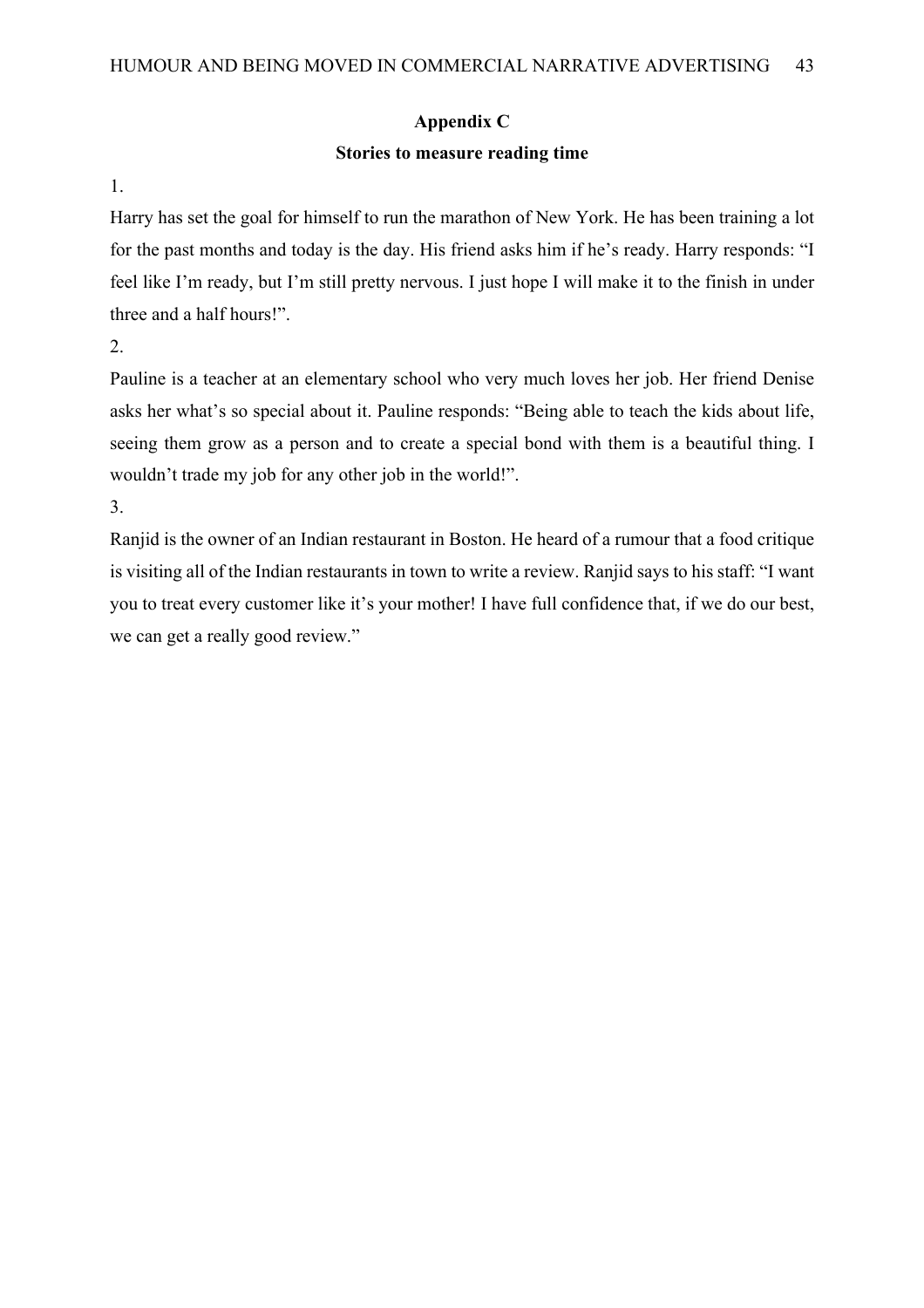# Appendix C

## Stories to measure reading time

1.

Harry has set the goal for himself to run the marathon of New York. He has been training a lot for the past months and today is the day. His friend asks him if he's ready. Harry responds: "I feel like I'm ready, but I'm still pretty nervous. I just hope I will make it to the finish in under three and a half hours!".

2.

Pauline is a teacher at an elementary school who very much loves her job. Her friend Denise asks her what's so special about it. Pauline responds: "Being able to teach the kids about life, seeing them grow as a person and to create a special bond with them is a beautiful thing. I wouldn't trade my job for any other job in the world!".

3.

Ranjid is the owner of an Indian restaurant in Boston. He heard of a rumour that a food critique is visiting all of the Indian restaurants in town to write a review. Ranjid says to his staff: "I want you to treat every customer like it's your mother! I have full confidence that, if we do our best, we can get a really good review."